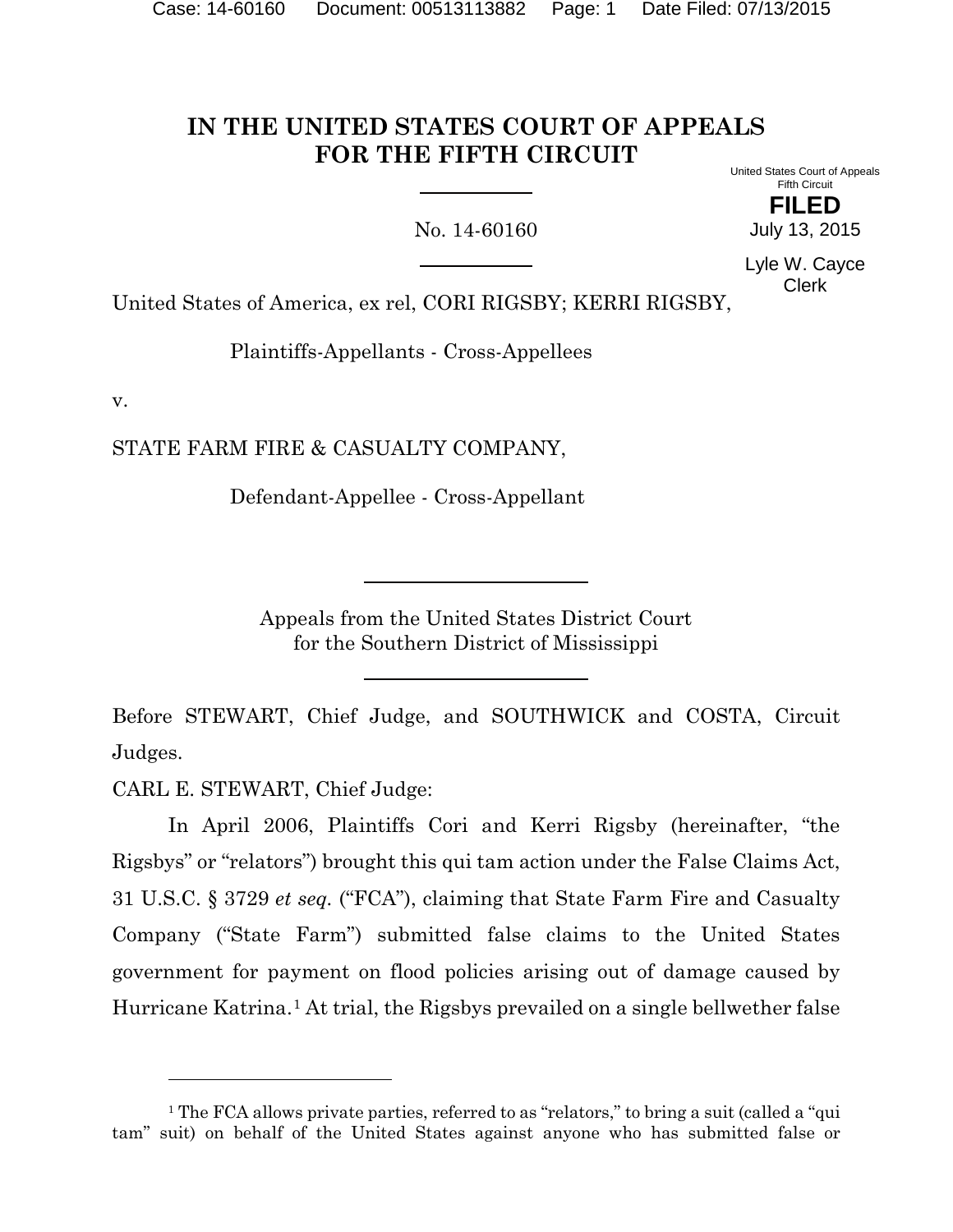# IN THE UNITED STATES COURT OF APPEALS FOR THE FIFTH CIRCUIT

United States Court of Appeals Fifth Circuit

**FILED**

July 13, 2015

Lyle W. Cayce Clerk

No. 14-60160

United States of America, ex rel, CORI RIGSBY; KERRI RIGSBY,

Plaintiffs-Appellants - Cross-Appellees

v.

STATE FARM FIRE & CASUALTY COMPANY,

Defendant-Appellee - Cross-Appellant

Appeals from the United States District Court for the Southern District of Mississippi

Before STEWART, Chief Judge, and SOUTHWICK and COSTA, Circuit Judges.

CARL E. STEWART, Chief Judge:

In April 2006, Plaintiffs Cori and Kerri Rigsby (hereinafter, "the Rigsbys" or "relators") brought this qui tam action under the False Claims Act, 31 U.S.C. § 3729 *et seq.* ("FCA"), claiming that State Farm Fire and Casualty Company ("State Farm") submitted false claims to the United States government for payment on flood policies arising out of damage caused by Hurricane Katrina.[1] At trial, the Rigsbys prevailed on a single bellwether false

[1] The FCA allows private parties, referred to as "relators," to bring a suit (called a "qui tam" suit) on behalf of the United States against anyone who has submitted false or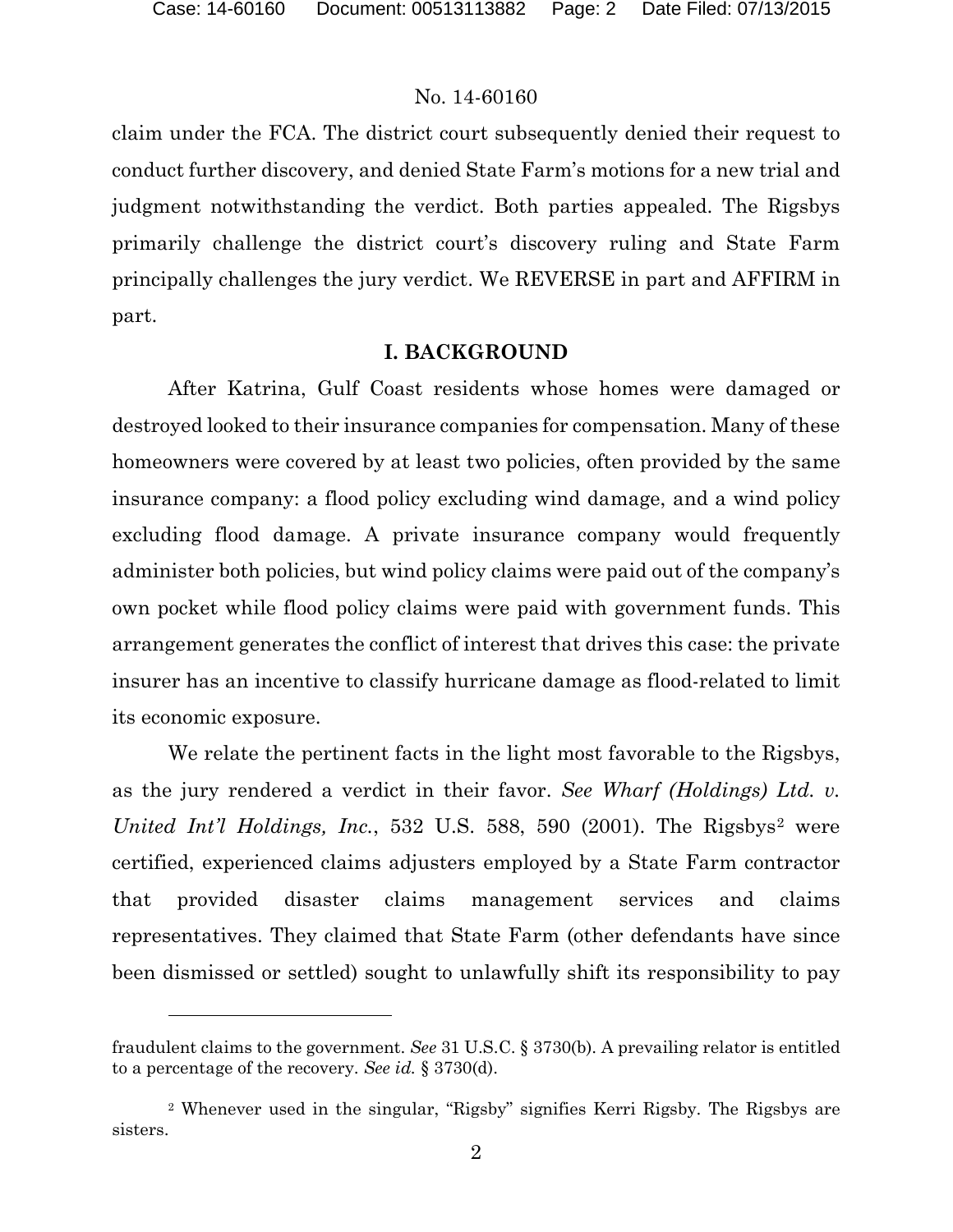claim under the FCA. The district court subsequently denied their request to conduct further discovery, and denied State Farm's motions for a new trial and judgment notwithstanding the verdict. Both parties appealed. The Rigsbys primarily challenge the district court's discovery ruling and State Farm principally challenges the jury verdict. We REVERSE in part and AFFIRM in part.

## I. BACKGROUND

After Katrina, Gulf Coast residents whose homes were damaged or destroyed looked to their insurance companies for compensation. Many of these homeowners were covered by at least two policies, often provided by the same insurance company: a flood policy excluding wind damage, and a wind policy excluding flood damage. A private insurance company would frequently administer both policies, but wind policy claims were paid out of the company's own pocket while flood policy claims were paid with government funds. This arrangement generates the conflict of interest that drives this case: the private insurer has an incentive to classify hurricane damage as flood-related to limit its economic exposure.

We relate the pertinent facts in the light most favorable to the Rigsbys, as the jury rendered a verdict in their favor. *See Wharf (Holdings) Ltd. v. United Int'l Holdings, Inc.*, 532 U.S. 588, 590 (2001). The Rigsbys[2] were certified, experienced claims adjusters employed by a State Farm contractor that provided disaster claims management services and claims representatives. They claimed that State Farm (other defendants have since been dismissed or settled) sought to unlawfully shift its responsibility to pay

---

fraudulent claims to the government. *See* 31 U.S.C. § 3730(b). A prevailing relator is entitled to a percentage of the recovery. *See id.* § 3730(d).

[2] Whenever used in the singular, "Rigsby" signifies Kerri Rigsby. The Rigsbys are sisters.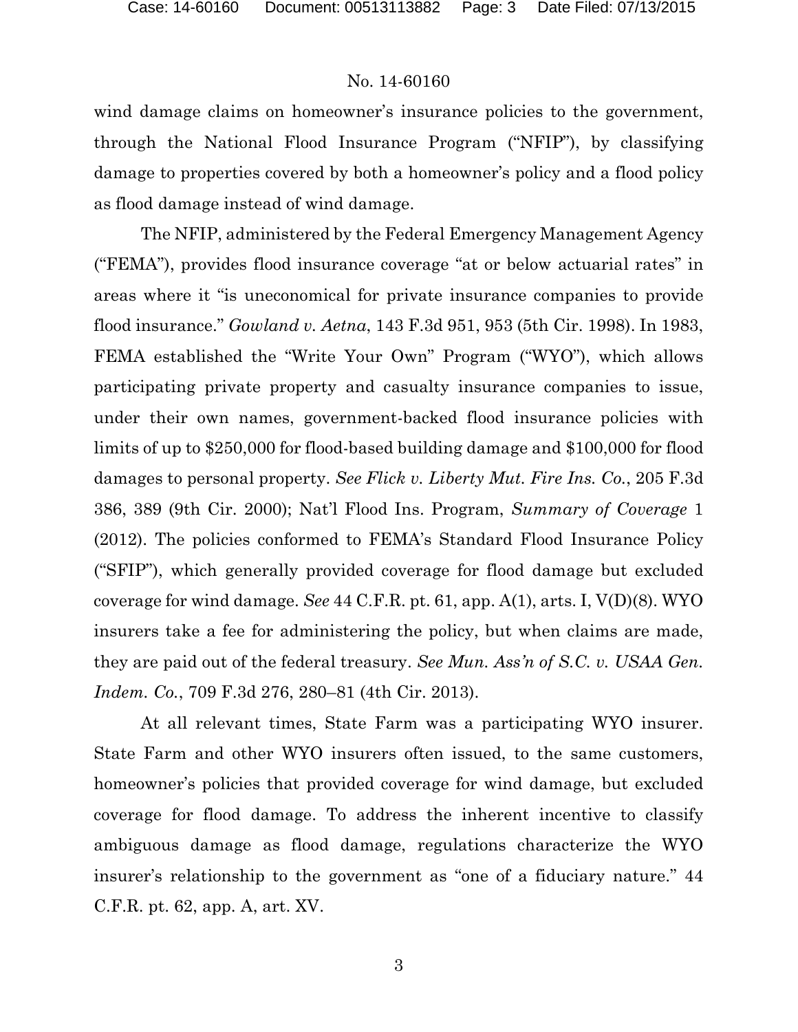wind damage claims on homeowner's insurance policies to the government, through the National Flood Insurance Program ("NFIP"), by classifying damage to properties covered by both a homeowner's policy and a flood policy as flood damage instead of wind damage.

The NFIP, administered by the Federal Emergency Management Agency ("FEMA"), provides flood insurance coverage "at or below actuarial rates" in areas where it "is uneconomical for private insurance companies to provide flood insurance." *Gowland v. Aetna*, 143 F.3d 951, 953 (5th Cir. 1998). In 1983, FEMA established the "Write Your Own" Program ("WYO"), which allows participating private property and casualty insurance companies to issue, under their own names, government-backed flood insurance policies with limits of up to $250,000 for flood-based building damage and $100,000 for flood damages to personal property. *See Flick v. Liberty Mut. Fire Ins. Co.*, 205 F.3d 386, 389 (9th Cir. 2000); Nat'l Flood Ins. Program, *Summary of Coverage* 1 (2012). The policies conformed to FEMA's Standard Flood Insurance Policy ("SFIP"), which generally provided coverage for flood damage but excluded coverage for wind damage. *See* 44 C.F.R. pt. 61, app. A(1), arts. I, V(D)(8). WYO insurers take a fee for administering the policy, but when claims are made, they are paid out of the federal treasury. *See Mun. Ass'n of S.C. v. USAA Gen. Indem. Co.*, 709 F.3d 276, 280–81 (4th Cir. 2013).

At all relevant times, State Farm was a participating WYO insurer. State Farm and other WYO insurers often issued, to the same customers, homeowner's policies that provided coverage for wind damage, but excluded coverage for flood damage. To address the inherent incentive to classify ambiguous damage as flood damage, regulations characterize the WYO insurer's relationship to the government as "one of a fiduciary nature." 44 C.F.R. pt. 62, app. A, art. XV.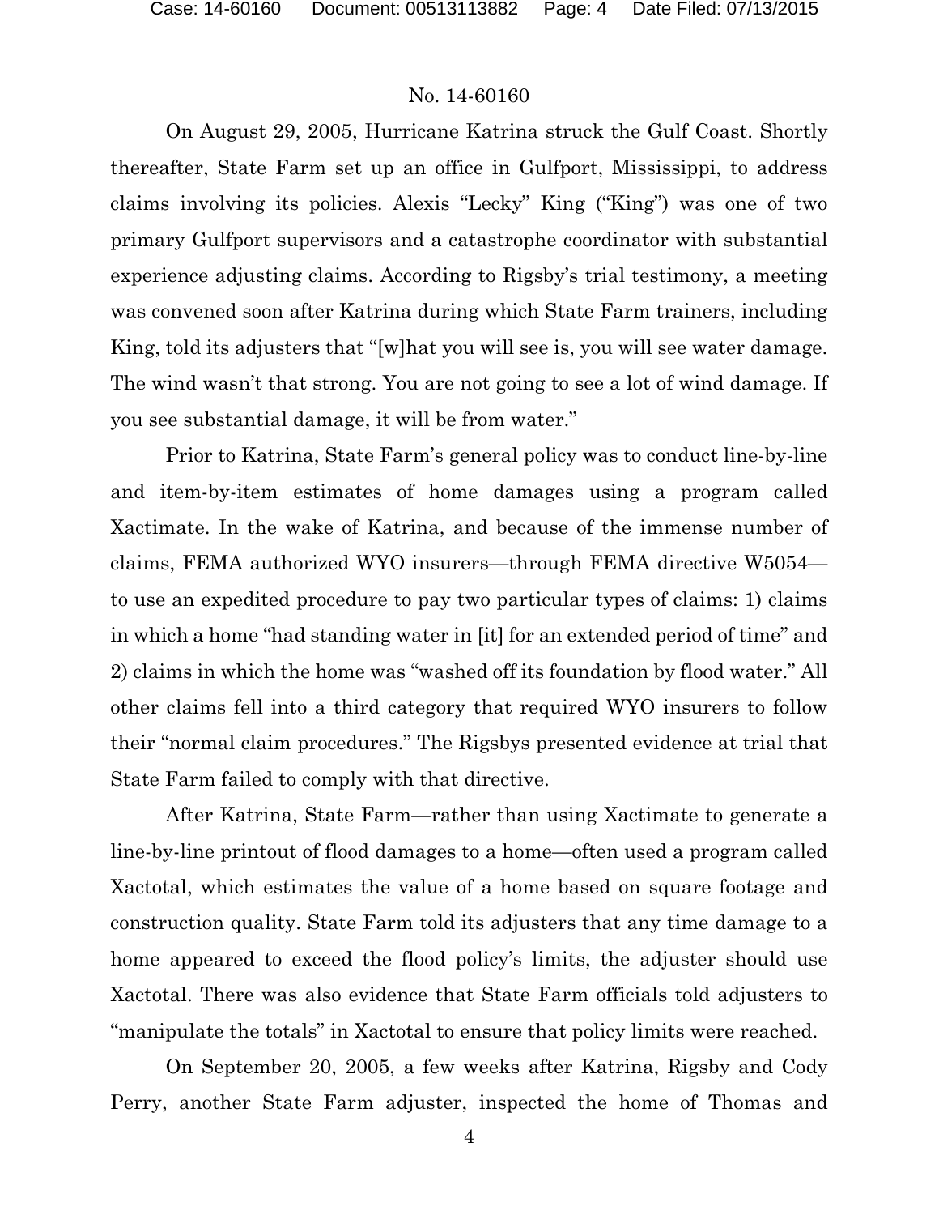On August 29, 2005, Hurricane Katrina struck the Gulf Coast. Shortly thereafter, State Farm set up an office in Gulfport, Mississippi, to address claims involving its policies. Alexis "Lecky" King ("King") was one of two primary Gulfport supervisors and a catastrophe coordinator with substantial experience adjusting claims. According to Rigsby's trial testimony, a meeting was convened soon after Katrina during which State Farm trainers, including King, told its adjusters that "[w]hat you will see is, you will see water damage. The wind wasn't that strong. You are not going to see a lot of wind damage. If you see substantial damage, it will be from water."

Prior to Katrina, State Farm's general policy was to conduct line-by-line and item-by-item estimates of home damages using a program called Xactimate. In the wake of Katrina, and because of the immense number of claims, FEMA authorized WYO insurers—through FEMA directive W5054—to use an expedited procedure to pay two particular types of claims: 1) claims in which a home "had standing water in [it] for an extended period of time" and 2) claims in which the home was "washed off its foundation by flood water." All other claims fell into a third category that required WYO insurers to follow their "normal claim procedures." The Rigsbys presented evidence at trial that State Farm failed to comply with that directive.

After Katrina, State Farm—rather than using Xactimate to generate a line-by-line printout of flood damages to a home—often used a program called Xactotal, which estimates the value of a home based on square footage and construction quality. State Farm told its adjusters that any time damage to a home appeared to exceed the flood policy's limits, the adjuster should use Xactotal. There was also evidence that State Farm officials told adjusters to "manipulate the totals" in Xactotal to ensure that policy limits were reached.

On September 20, 2005, a few weeks after Katrina, Rigsby and Cody Perry, another State Farm adjuster, inspected the home of Thomas and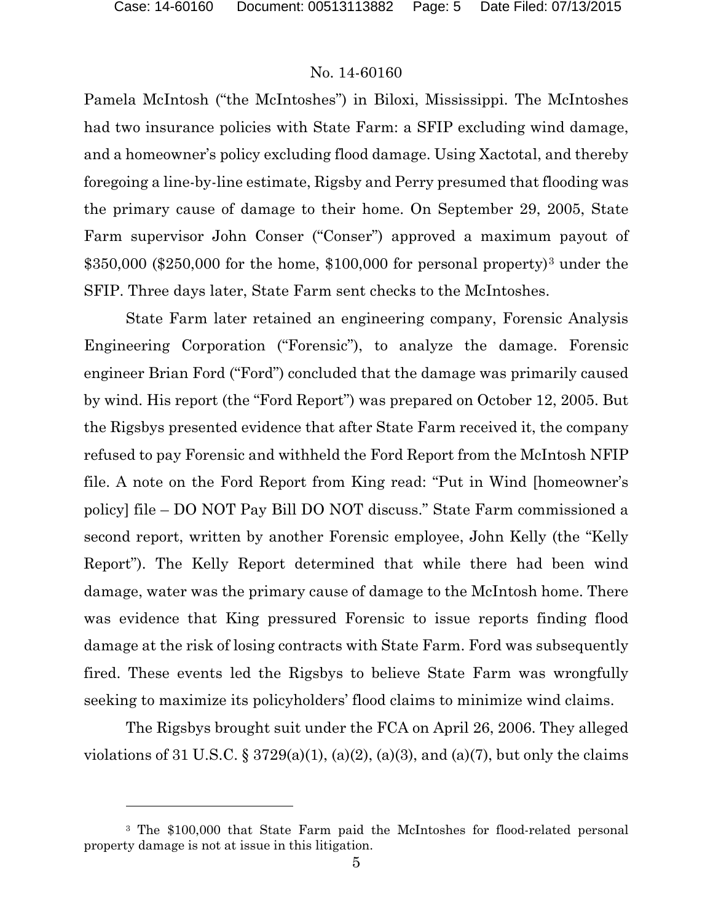Pamela McIntosh ("the McIntoshes") in Biloxi, Mississippi. The McIntoshes had two insurance policies with State Farm: a SFIP excluding wind damage, and a homeowner's policy excluding flood damage. Using Xactotal, and thereby foregoing a line-by-line estimate, Rigsby and Perry presumed that flooding was the primary cause of damage to their home. On September 29, 2005, State Farm supervisor John Conser ("Conser") approved a maximum payout of $350,000 ($250,000 for the home, $100,000 for personal property)[3] under the SFIP. Three days later, State Farm sent checks to the McIntoshes.

State Farm later retained an engineering company, Forensic Analysis Engineering Corporation ("Forensic"), to analyze the damage. Forensic engineer Brian Ford ("Ford") concluded that the damage was primarily caused by wind. His report (the "Ford Report") was prepared on October 12, 2005. But the Rigsbys presented evidence that after State Farm received it, the company refused to pay Forensic and withheld the Ford Report from the McIntosh NFIP file. A note on the Ford Report from King read: "Put in Wind [homeowner's policy] file – DO NOT Pay Bill DO NOT discuss." State Farm commissioned a second report, written by another Forensic employee, John Kelly (the "Kelly Report"). The Kelly Report determined that while there had been wind damage, water was the primary cause of damage to the McIntosh home. There was evidence that King pressured Forensic to issue reports finding flood damage at the risk of losing contracts with State Farm. Ford was subsequently fired. These events led the Rigsbys to believe State Farm was wrongfully seeking to maximize its policyholders' flood claims to minimize wind claims.

The Rigsbys brought suit under the FCA on April 26, 2006. They alleged violations of 31 U.S.C. § 3729(a)(1), (a)(2), (a)(3), and (a)(7), but only the claims

---

[3] The $100,000 that State Farm paid the McIntoshes for flood-related personal property damage is not at issue in this litigation.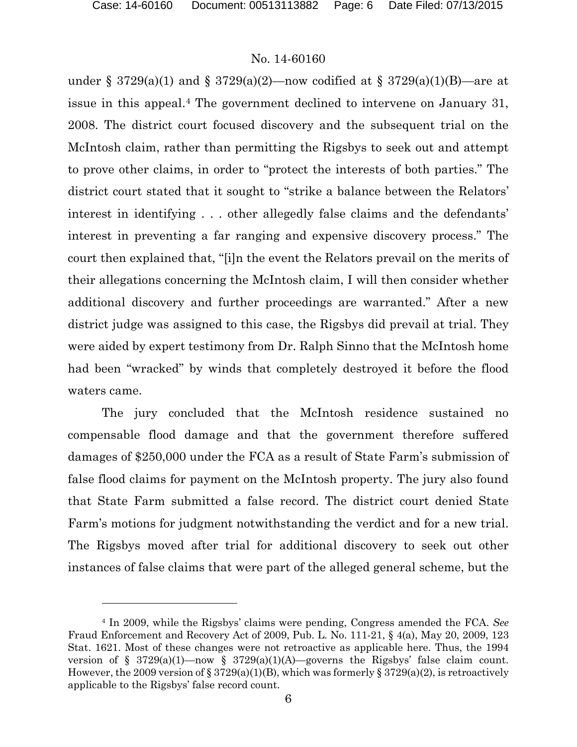under § 3729(a)(1) and § 3729(a)(2)—now codified at § 3729(a)(1)(B)—are at issue in this appeal.[4] The government declined to intervene on January 31, 2008. The district court focused discovery and the subsequent trial on the McIntosh claim, rather than permitting the Rigsbys to seek out and attempt to prove other claims, in order to "protect the interests of both parties." The district court stated that it sought to "strike a balance between the Relators' interest in identifying . . . other allegedly false claims and the defendants' interest in preventing a far ranging and expensive discovery process." The court then explained that, "[i]n the event the Relators prevail on the merits of their allegations concerning the McIntosh claim, I will then consider whether additional discovery and further proceedings are warranted." After a new district judge was assigned to this case, the Rigsbys did prevail at trial. They were aided by expert testimony from Dr. Ralph Sinno that the McIntosh home had been "wracked" by winds that completely destroyed it before the flood waters came.

The jury concluded that the McIntosh residence sustained no compensable flood damage and that the government therefore suffered damages of $250,000 under the FCA as a result of State Farm's submission of false flood claims for payment on the McIntosh property. The jury also found that State Farm submitted a false record. The district court denied State Farm's motions for judgment notwithstanding the verdict and for a new trial. The Rigsbys moved after trial for additional discovery to seek out other instances of false claims that were part of the alleged general scheme, but the

[4] In 2009, while the Rigsbys' claims were pending, Congress amended the FCA. *See* Fraud Enforcement and Recovery Act of 2009, Pub. L. No. 111-21, § 4(a), May 20, 2009, 123 Stat. 1621. Most of these changes were not retroactive as applicable here. Thus, the 1994 version of § 3729(a)(1)—now § 3729(a)(1)(A)—governs the Rigsbys' false claim count. However, the 2009 version of § 3729(a)(1)(B), which was formerly § 3729(a)(2), is retroactively applicable to the Rigsbys' false record count.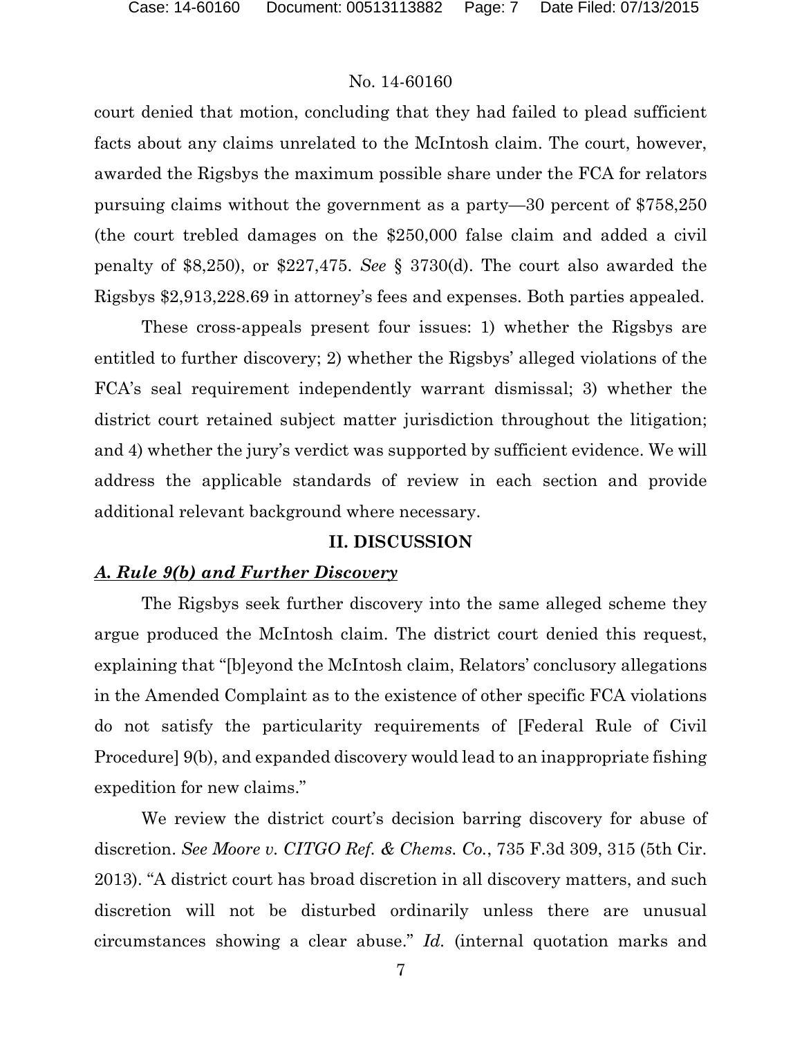court denied that motion, concluding that they had failed to plead sufficient facts about any claims unrelated to the McIntosh claim. The court, however, awarded the Rigsbys the maximum possible share under the FCA for relators pursuing claims without the government as a party—30 percent of $758,250 (the court trebled damages on the $250,000 false claim and added a civil penalty of $8,250), or $227,475. *See* § 3730(d). The court also awarded the Rigsbys $2,913,228.69 in attorney's fees and expenses. Both parties appealed.

These cross-appeals present four issues: 1) whether the Rigsbys are entitled to further discovery; 2) whether the Rigsbys' alleged violations of the FCA's seal requirement independently warrant dismissal; 3) whether the district court retained subject matter jurisdiction throughout the litigation; and 4) whether the jury's verdict was supported by sufficient evidence. We will address the applicable standards of review in each section and provide additional relevant background where necessary.

## II. DISCUSSION

### *A. Rule 9(b) and Further Discovery*

The Rigsbys seek further discovery into the same alleged scheme they argue produced the McIntosh claim. The district court denied this request, explaining that "[b]eyond the McIntosh claim, Relators' conclusory allegations in the Amended Complaint as to the existence of other specific FCA violations do not satisfy the particularity requirements of [Federal Rule of Civil Procedure] 9(b), and expanded discovery would lead to an inappropriate fishing expedition for new claims."

We review the district court's decision barring discovery for abuse of discretion. *See Moore v. CITGO Ref. & Chems. Co.*, 735 F.3d 309, 315 (5th Cir. 2013). "A district court has broad discretion in all discovery matters, and such discretion will not be disturbed ordinarily unless there are unusual circumstances showing a clear abuse." *Id.* (internal quotation marks and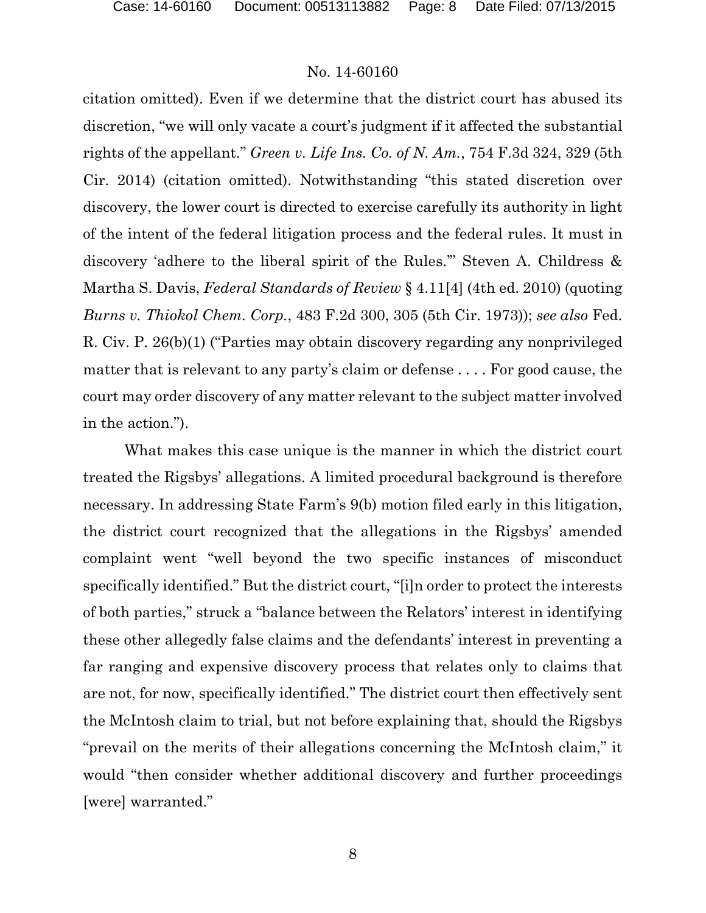citation omitted). Even if we determine that the district court has abused its discretion, "we will only vacate a court's judgment if it affected the substantial rights of the appellant." *Green v. Life Ins. Co. of N. Am.*, 754 F.3d 324, 329 (5th Cir. 2014) (citation omitted). Notwithstanding "this stated discretion over discovery, the lower court is directed to exercise carefully its authority in light of the intent of the federal litigation process and the federal rules. It must in discovery 'adhere to the liberal spirit of the Rules.'" Steven A. Childress & Martha S. Davis, *Federal Standards of Review* § 4.11[4] (4th ed. 2010) (quoting *Burns v. Thiokol Chem. Corp.*, 483 F.2d 300, 305 (5th Cir. 1973)); *see also* Fed. R. Civ. P. 26(b)(1) ("Parties may obtain discovery regarding any nonprivileged matter that is relevant to any party's claim or defense . . . . For good cause, the court may order discovery of any matter relevant to the subject matter involved in the action.").

What makes this case unique is the manner in which the district court treated the Rigsbys' allegations. A limited procedural background is therefore necessary. In addressing State Farm's 9(b) motion filed early in this litigation, the district court recognized that the allegations in the Rigsbys' amended complaint went "well beyond the two specific instances of misconduct specifically identified." But the district court, "[i]n order to protect the interests of both parties," struck a "balance between the Relators' interest in identifying these other allegedly false claims and the defendants' interest in preventing a far ranging and expensive discovery process that relates only to claims that are not, for now, specifically identified." The district court then effectively sent the McIntosh claim to trial, but not before explaining that, should the Rigsbys "prevail on the merits of their allegations concerning the McIntosh claim," it would "then consider whether additional discovery and further proceedings [were] warranted."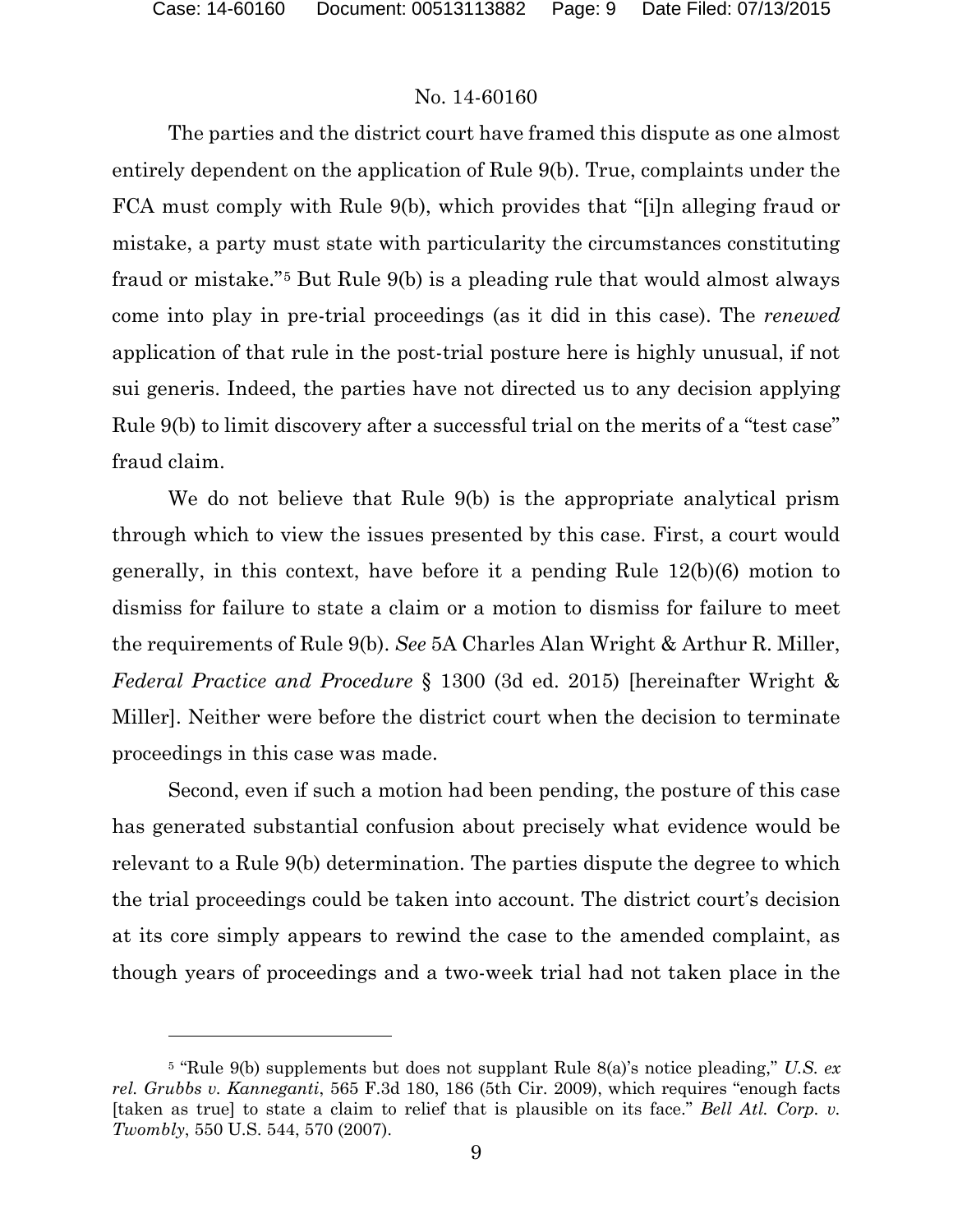The parties and the district court have framed this dispute as one almost entirely dependent on the application of Rule 9(b). True, complaints under the FCA must comply with Rule 9(b), which provides that "[i]n alleging fraud or mistake, a party must state with particularity the circumstances constituting fraud or mistake."[5] But Rule 9(b) is a pleading rule that would almost always come into play in pre-trial proceedings (as it did in this case). The *renewed* application of that rule in the post-trial posture here is highly unusual, if not sui generis. Indeed, the parties have not directed us to any decision applying Rule 9(b) to limit discovery after a successful trial on the merits of a "test case" fraud claim.

We do not believe that Rule 9(b) is the appropriate analytical prism through which to view the issues presented by this case. First, a court would generally, in this context, have before it a pending Rule 12(b)(6) motion to dismiss for failure to state a claim or a motion to dismiss for failure to meet the requirements of Rule 9(b). *See* 5A Charles Alan Wright & Arthur R. Miller, *Federal Practice and Procedure* § 1300 (3d ed. 2015) [hereinafter Wright & Miller]. Neither were before the district court when the decision to terminate proceedings in this case was made.

Second, even if such a motion had been pending, the posture of this case has generated substantial confusion about precisely what evidence would be relevant to a Rule 9(b) determination. The parties dispute the degree to which the trial proceedings could be taken into account. The district court's decision at its core simply appears to rewind the case to the amended complaint, as though years of proceedings and a two-week trial had not taken place in the

---

[5] "Rule 9(b) supplements but does not supplant Rule 8(a)'s notice pleading," *U.S. ex rel. Grubbs v. Kanneganti*, 565 F.3d 180, 186 (5th Cir. 2009), which requires "enough facts [taken as true] to state a claim to relief that is plausible on its face." *Bell Atl. Corp. v. Twombly*, 550 U.S. 544, 570 (2007).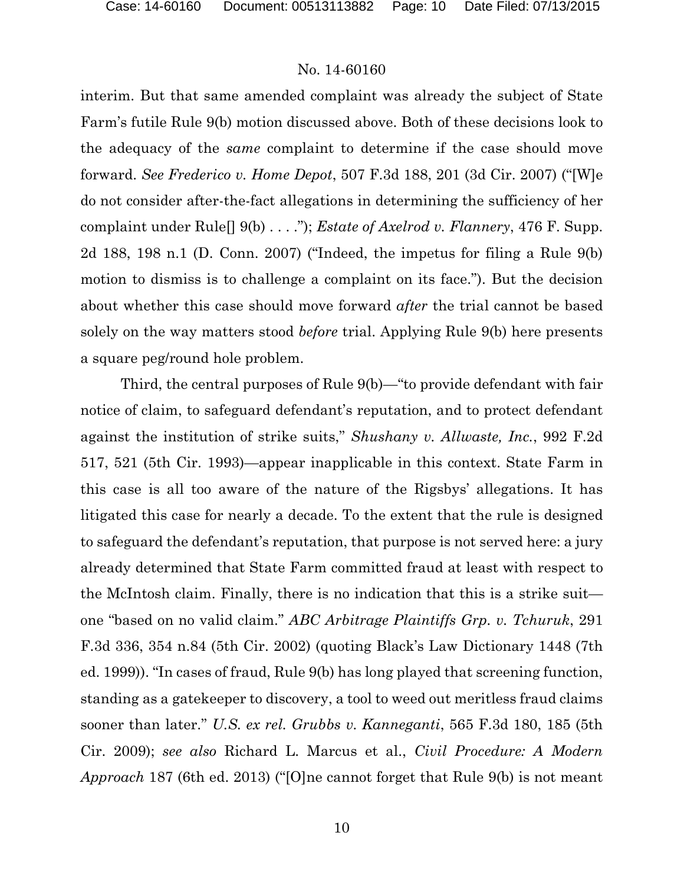interim. But that same amended complaint was already the subject of State Farm's futile Rule 9(b) motion discussed above. Both of these decisions look to the adequacy of the *same* complaint to determine if the case should move forward. *See Frederico v. Home Depot*, 507 F.3d 188, 201 (3d Cir. 2007) ("[W]e do not consider after-the-fact allegations in determining the sufficiency of her complaint under Rule[] 9(b) . . . ."); *Estate of Axelrod v. Flannery*, 476 F. Supp. 2d 188, 198 n.1 (D. Conn. 2007) ("Indeed, the impetus for filing a Rule 9(b) motion to dismiss is to challenge a complaint on its face."). But the decision about whether this case should move forward *after* the trial cannot be based solely on the way matters stood *before* trial. Applying Rule 9(b) here presents a square peg/round hole problem.

Third, the central purposes of Rule 9(b)—"to provide defendant with fair notice of claim, to safeguard defendant's reputation, and to protect defendant against the institution of strike suits," *Shushany v. Allwaste, Inc.*, 992 F.2d 517, 521 (5th Cir. 1993)—appear inapplicable in this context. State Farm in this case is all too aware of the nature of the Rigsbys' allegations. It has litigated this case for nearly a decade. To the extent that the rule is designed to safeguard the defendant's reputation, that purpose is not served here: a jury already determined that State Farm committed fraud at least with respect to the McIntosh claim. Finally, there is no indication that this is a strike suit—one "based on no valid claim." *ABC Arbitrage Plaintiffs Grp. v. Tchuruk*, 291 F.3d 336, 354 n.84 (5th Cir. 2002) (quoting Black's Law Dictionary 1448 (7th ed. 1999)). "In cases of fraud, Rule 9(b) has long played that screening function, standing as a gatekeeper to discovery, a tool to weed out meritless fraud claims sooner than later." *U.S. ex rel. Grubbs v. Kanneganti*, 565 F.3d 180, 185 (5th Cir. 2009); *see also* Richard L. Marcus et al., *Civil Procedure: A Modern Approach* 187 (6th ed. 2013) ("[O]ne cannot forget that Rule 9(b) is not meant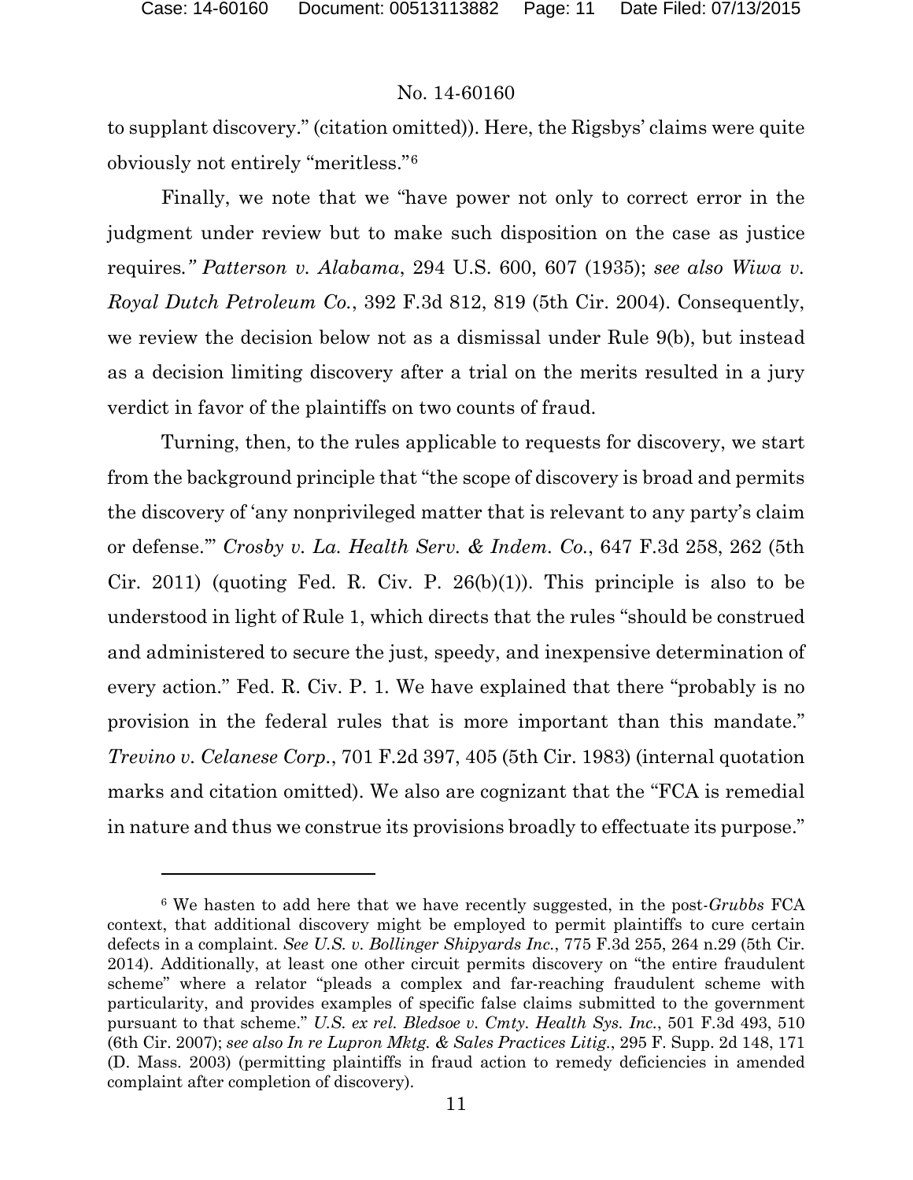to supplant discovery." (citation omitted)). Here, the Rigsbys' claims were quite obviously not entirely "meritless."[6]

Finally, we note that we "have power not only to correct error in the judgment under review but to make such disposition on the case as justice requires*." Patterson v. Alabama*, 294 U.S. 600, 607 (1935); *see also Wiwa v. Royal Dutch Petroleum Co.*, 392 F.3d 812, 819 (5th Cir. 2004). Consequently, we review the decision below not as a dismissal under Rule 9(b), but instead as a decision limiting discovery after a trial on the merits resulted in a jury verdict in favor of the plaintiffs on two counts of fraud.

Turning, then, to the rules applicable to requests for discovery, we start from the background principle that "the scope of discovery is broad and permits the discovery of 'any nonprivileged matter that is relevant to any party's claim or defense.'" *Crosby v. La. Health Serv. & Indem. Co.*, 647 F.3d 258, 262 (5th Cir. 2011) (quoting Fed. R. Civ. P. 26(b)(1)). This principle is also to be understood in light of Rule 1, which directs that the rules "should be construed and administered to secure the just, speedy, and inexpensive determination of every action." Fed. R. Civ. P. 1. We have explained that there "probably is no provision in the federal rules that is more important than this mandate." *Trevino v. Celanese Corp.*, 701 F.2d 397, 405 (5th Cir. 1983) (internal quotation marks and citation omitted). We also are cognizant that the "FCA is remedial in nature and thus we construe its provisions broadly to effectuate its purpose."

---

[6] We hasten to add here that we have recently suggested, in the post-*Grubbs* FCA context, that additional discovery might be employed to permit plaintiffs to cure certain defects in a complaint. *See U.S. v. Bollinger Shipyards Inc.*, 775 F.3d 255, 264 n.29 (5th Cir. 2014). Additionally, at least one other circuit permits discovery on "the entire fraudulent scheme" where a relator "pleads a complex and far-reaching fraudulent scheme with particularity, and provides examples of specific false claims submitted to the government pursuant to that scheme." *U.S. ex rel. Bledsoe v. Cmty. Health Sys. Inc.*, 501 F.3d 493, 510 (6th Cir. 2007); *see also In re Lupron Mktg. & Sales Practices Litig.*, 295 F. Supp. 2d 148, 171 (D. Mass. 2003) (permitting plaintiffs in fraud action to remedy deficiencies in amended complaint after completion of discovery).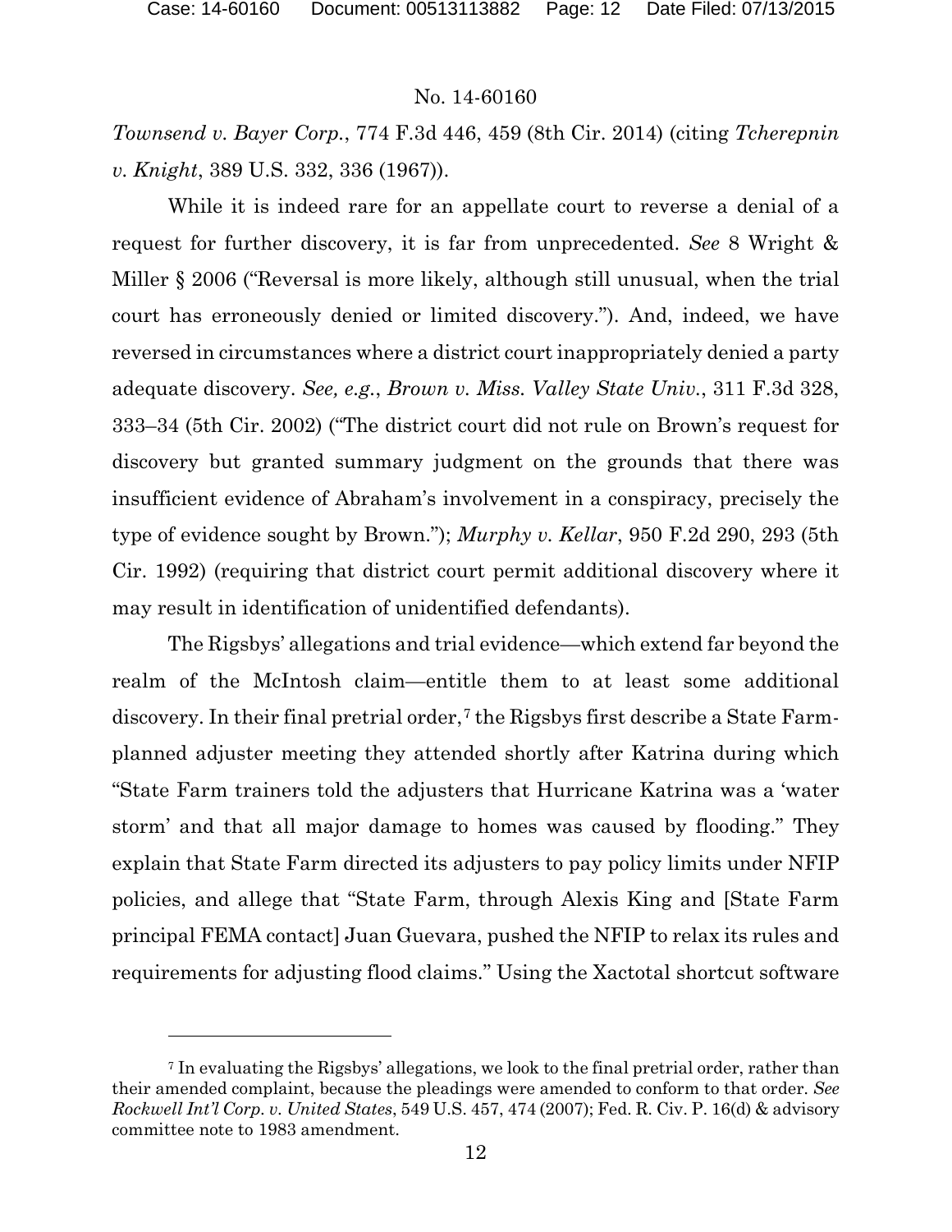*Townsend v. Bayer Corp.*, 774 F.3d 446, 459 (8th Cir. 2014) (citing *Tcherepnin v. Knight*, 389 U.S. 332, 336 (1967)).

While it is indeed rare for an appellate court to reverse a denial of a request for further discovery, it is far from unprecedented. *See* 8 Wright & Miller § 2006 ("Reversal is more likely, although still unusual, when the trial court has erroneously denied or limited discovery."). And, indeed, we have reversed in circumstances where a district court inappropriately denied a party adequate discovery. *See, e.g.*, *Brown v. Miss. Valley State Univ.*, 311 F.3d 328, 333–34 (5th Cir. 2002) ("The district court did not rule on Brown's request for discovery but granted summary judgment on the grounds that there was insufficient evidence of Abraham's involvement in a conspiracy, precisely the type of evidence sought by Brown."); *Murphy v. Kellar*, 950 F.2d 290, 293 (5th Cir. 1992) (requiring that district court permit additional discovery where it may result in identification of unidentified defendants).

The Rigsbys' allegations and trial evidence—which extend far beyond the realm of the McIntosh claim—entitle them to at least some additional discovery. In their final pretrial order,[7] the Rigsbys first describe a State Farm-planned adjuster meeting they attended shortly after Katrina during which "State Farm trainers told the adjusters that Hurricane Katrina was a 'water storm' and that all major damage to homes was caused by flooding." They explain that State Farm directed its adjusters to pay policy limits under NFIP policies, and allege that "State Farm, through Alexis King and [State Farm principal FEMA contact] Juan Guevara, pushed the NFIP to relax its rules and requirements for adjusting flood claims." Using the Xactotal shortcut software

---

[7] In evaluating the Rigsbys' allegations, we look to the final pretrial order, rather than their amended complaint, because the pleadings were amended to conform to that order. *See Rockwell Int'l Corp. v. United States*, 549 U.S. 457, 474 (2007); Fed. R. Civ. P. 16(d) & advisory committee note to 1983 amendment.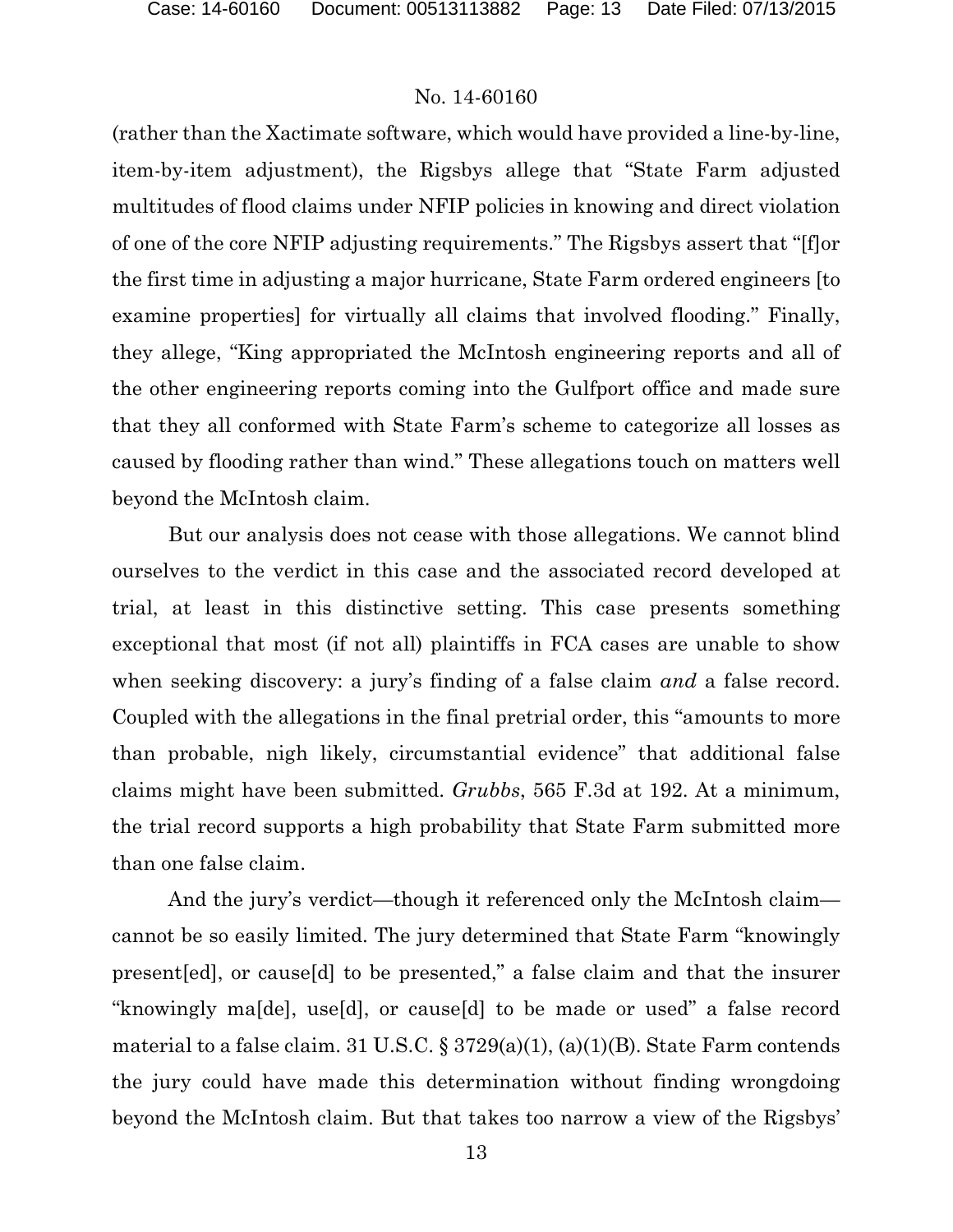(rather than the Xactimate software, which would have provided a line-by-line, item-by-item adjustment), the Rigsbys allege that "State Farm adjusted multitudes of flood claims under NFIP policies in knowing and direct violation of one of the core NFIP adjusting requirements." The Rigsbys assert that "[f]or the first time in adjusting a major hurricane, State Farm ordered engineers [to examine properties] for virtually all claims that involved flooding." Finally, they allege, "King appropriated the McIntosh engineering reports and all of the other engineering reports coming into the Gulfport office and made sure that they all conformed with State Farm's scheme to categorize all losses as caused by flooding rather than wind." These allegations touch on matters well beyond the McIntosh claim.

But our analysis does not cease with those allegations. We cannot blind ourselves to the verdict in this case and the associated record developed at trial, at least in this distinctive setting. This case presents something exceptional that most (if not all) plaintiffs in FCA cases are unable to show when seeking discovery: a jury's finding of a false claim *and* a false record. Coupled with the allegations in the final pretrial order, this "amounts to more than probable, nigh likely, circumstantial evidence" that additional false claims might have been submitted. *Grubbs*, 565 F.3d at 192. At a minimum, the trial record supports a high probability that State Farm submitted more than one false claim.

And the jury's verdict—though it referenced only the McIntosh claim—cannot be so easily limited. The jury determined that State Farm "knowingly present[ed], or cause[d] to be presented," a false claim and that the insurer "knowingly ma[de], use[d], or cause[d] to be made or used" a false record material to a false claim. 31 U.S.C. § 3729(a)(1), (a)(1)(B). State Farm contends the jury could have made this determination without finding wrongdoing beyond the McIntosh claim. But that takes too narrow a view of the Rigsbys'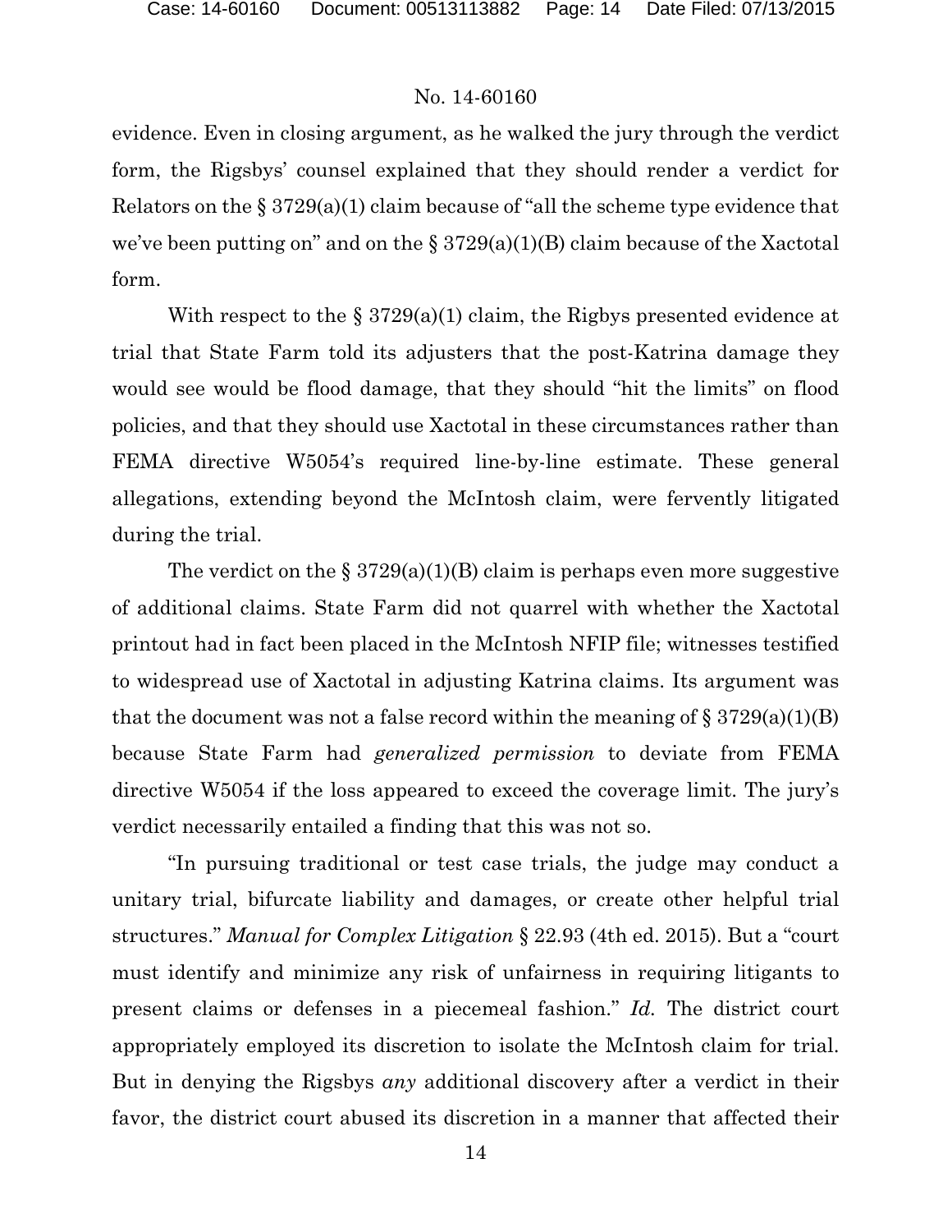evidence. Even in closing argument, as he walked the jury through the verdict form, the Rigsbys' counsel explained that they should render a verdict for Relators on the § 3729(a)(1) claim because of "all the scheme type evidence that we've been putting on" and on the § 3729(a)(1)(B) claim because of the Xactotal form.

With respect to the § 3729(a)(1) claim, the Rigsbys presented evidence at trial that State Farm told its adjusters that the post-Katrina damage they would see would be flood damage, that they should "hit the limits" on flood policies, and that they should use Xactotal in these circumstances rather than FEMA directive W5054's required line-by-line estimate. These general allegations, extending beyond the McIntosh claim, were fervently litigated during the trial.

The verdict on the § 3729(a)(1)(B) claim is perhaps even more suggestive of additional claims. State Farm did not quarrel with whether the Xactotal printout had in fact been placed in the McIntosh NFIP file; witnesses testified to widespread use of Xactotal in adjusting Katrina claims. Its argument was that the document was not a false record within the meaning of § 3729(a)(1)(B) because State Farm had *generalized permission* to deviate from FEMA directive W5054 if the loss appeared to exceed the coverage limit. The jury's verdict necessarily entailed a finding that this was not so.

"In pursuing traditional or test case trials, the judge may conduct a unitary trial, bifurcate liability and damages, or create other helpful trial structures." *Manual for Complex Litigation* § 22.93 (4th ed. 2015). But a "court must identify and minimize any risk of unfairness in requiring litigants to present claims or defenses in a piecemeal fashion." *Id.* The district court appropriately employed its discretion to isolate the McIntosh claim for trial. But in denying the Rigsbys *any* additional discovery after a verdict in their favor, the district court abused its discretion in a manner that affected their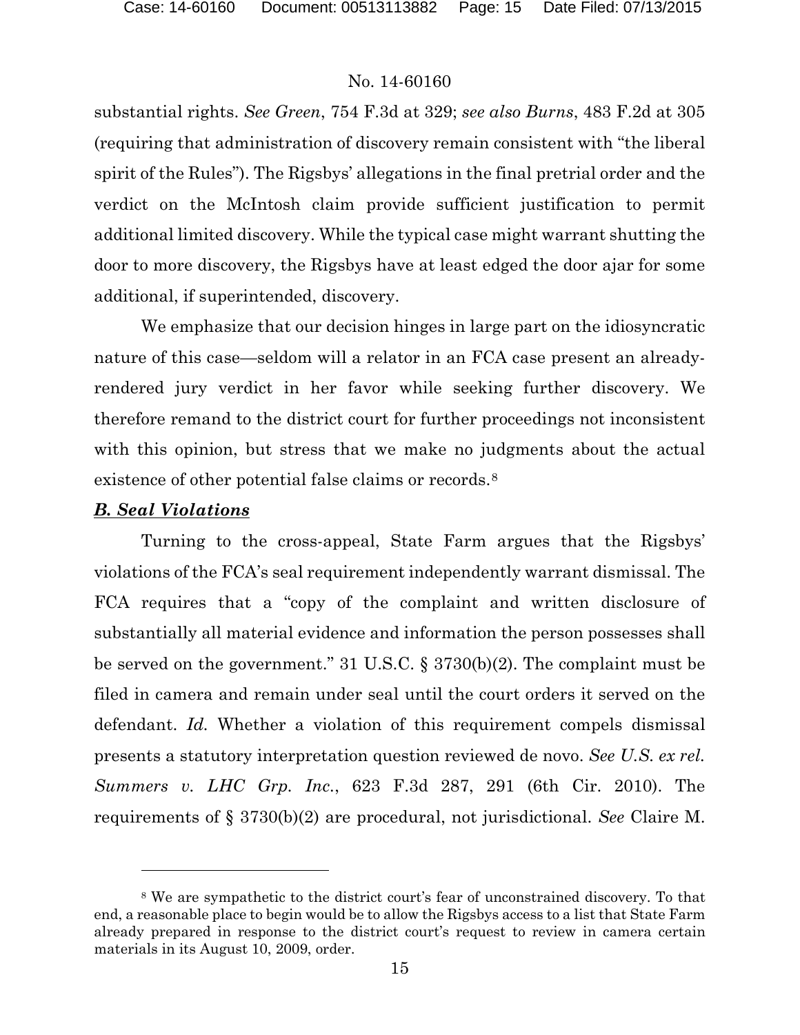substantial rights. *See Green*, 754 F.3d at 329; *see also Burns*, 483 F.2d at 305 (requiring that administration of discovery remain consistent with "the liberal spirit of the Rules"). The Rigsbys' allegations in the final pretrial order and the verdict on the McIntosh claim provide sufficient justification to permit additional limited discovery. While the typical case might warrant shutting the door to more discovery, the Rigsbys have at least edged the door ajar for some additional, if superintended, discovery.

We emphasize that our decision hinges in large part on the idiosyncratic nature of this case—seldom will a relator in an FCA case present an already-rendered jury verdict in her favor while seeking further discovery. We therefore remand to the district court for further proceedings not inconsistent with this opinion, but stress that we make no judgments about the actual existence of other potential false claims or records.[8]

***B. Seal Violations***

Turning to the cross-appeal, State Farm argues that the Rigsbys' violations of the FCA's seal requirement independently warrant dismissal. The FCA requires that a "copy of the complaint and written disclosure of substantially all material evidence and information the person possesses shall be served on the government." 31 U.S.C. § 3730(b)(2). The complaint must be filed in camera and remain under seal until the court orders it served on the defendant. *Id.* Whether a violation of this requirement compels dismissal presents a statutory interpretation question reviewed de novo. *See U.S. ex rel. Summers v. LHC Grp. Inc.*, 623 F.3d 287, 291 (6th Cir. 2010). The requirements of § 3730(b)(2) are procedural, not jurisdictional. *See* Claire M.

---

[8] We are sympathetic to the district court's fear of unconstrained discovery. To that end, a reasonable place to begin would be to allow the Rigsbys access to a list that State Farm already prepared in response to the district court's request to review in camera certain materials in its August 10, 2009, order.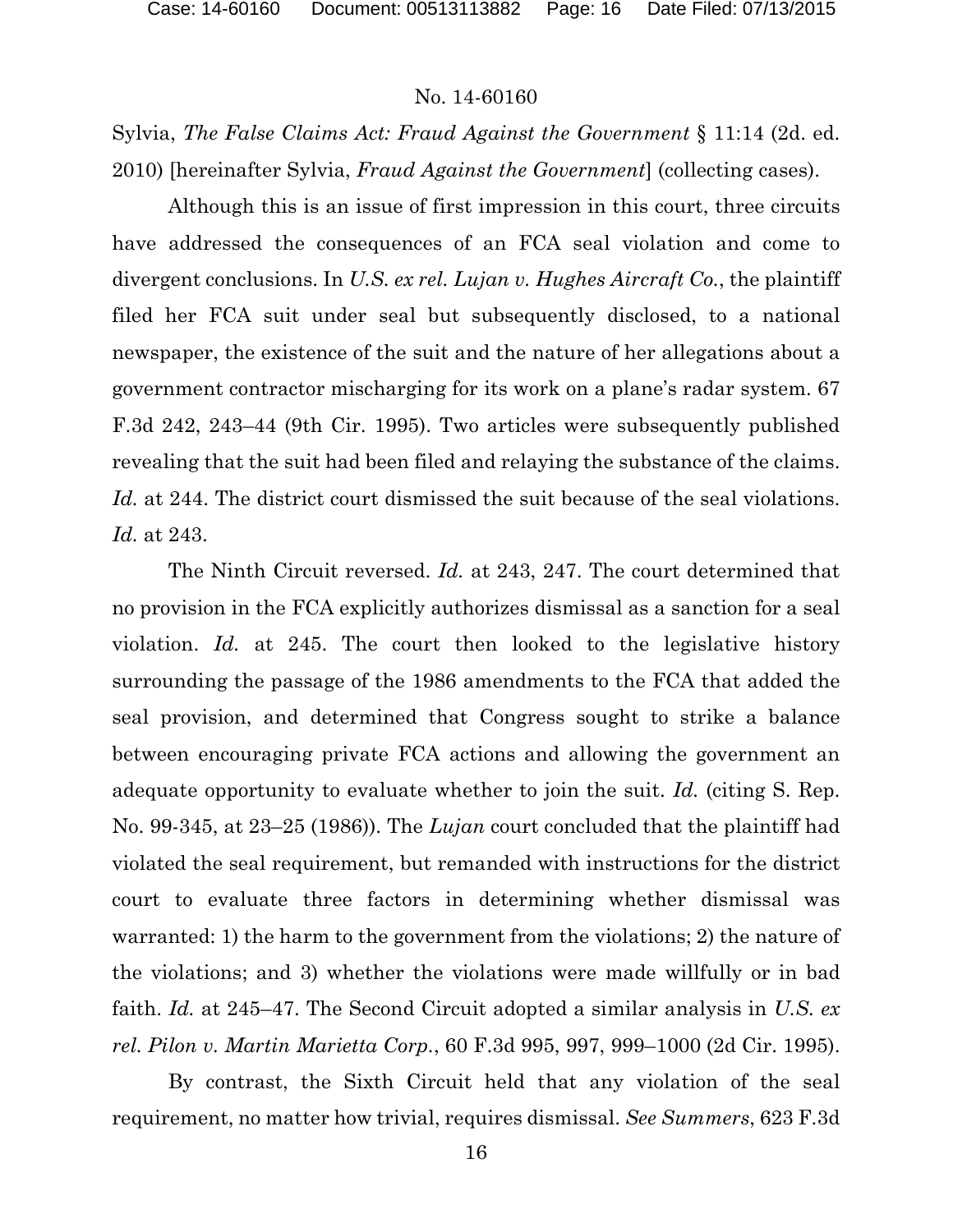Sylvia, *The False Claims Act: Fraud Against the Government* § 11:14 (2d. ed. 2010) [hereinafter Sylvia, *Fraud Against the Government*] (collecting cases).

Although this is an issue of first impression in this court, three circuits have addressed the consequences of an FCA seal violation and come to divergent conclusions. In *U.S. ex rel. Lujan v. Hughes Aircraft Co.*, the plaintiff filed her FCA suit under seal but subsequently disclosed, to a national newspaper, the existence of the suit and the nature of her allegations about a government contractor mischarging for its work on a plane's radar system. 67 F.3d 242, 243–44 (9th Cir. 1995). Two articles were subsequently published revealing that the suit had been filed and relaying the substance of the claims. *Id.* at 244. The district court dismissed the suit because of the seal violations. *Id.* at 243.

The Ninth Circuit reversed. *Id.* at 243, 247. The court determined that no provision in the FCA explicitly authorizes dismissal as a sanction for a seal violation. *Id.* at 245. The court then looked to the legislative history surrounding the passage of the 1986 amendments to the FCA that added the seal provision, and determined that Congress sought to strike a balance between encouraging private FCA actions and allowing the government an adequate opportunity to evaluate whether to join the suit. *Id.* (citing S. Rep. No. 99-345, at 23–25 (1986)). The *Lujan* court concluded that the plaintiff had violated the seal requirement, but remanded with instructions for the district court to evaluate three factors in determining whether dismissal was warranted: 1) the harm to the government from the violations; 2) the nature of the violations; and 3) whether the violations were made willfully or in bad faith. *Id.* at 245–47. The Second Circuit adopted a similar analysis in *U.S. ex rel. Pilon v. Martin Marietta Corp.*, 60 F.3d 995, 997, 999–1000 (2d Cir. 1995).

By contrast, the Sixth Circuit held that any violation of the seal requirement, no matter how trivial, requires dismissal. *See Summers*, 623 F.3d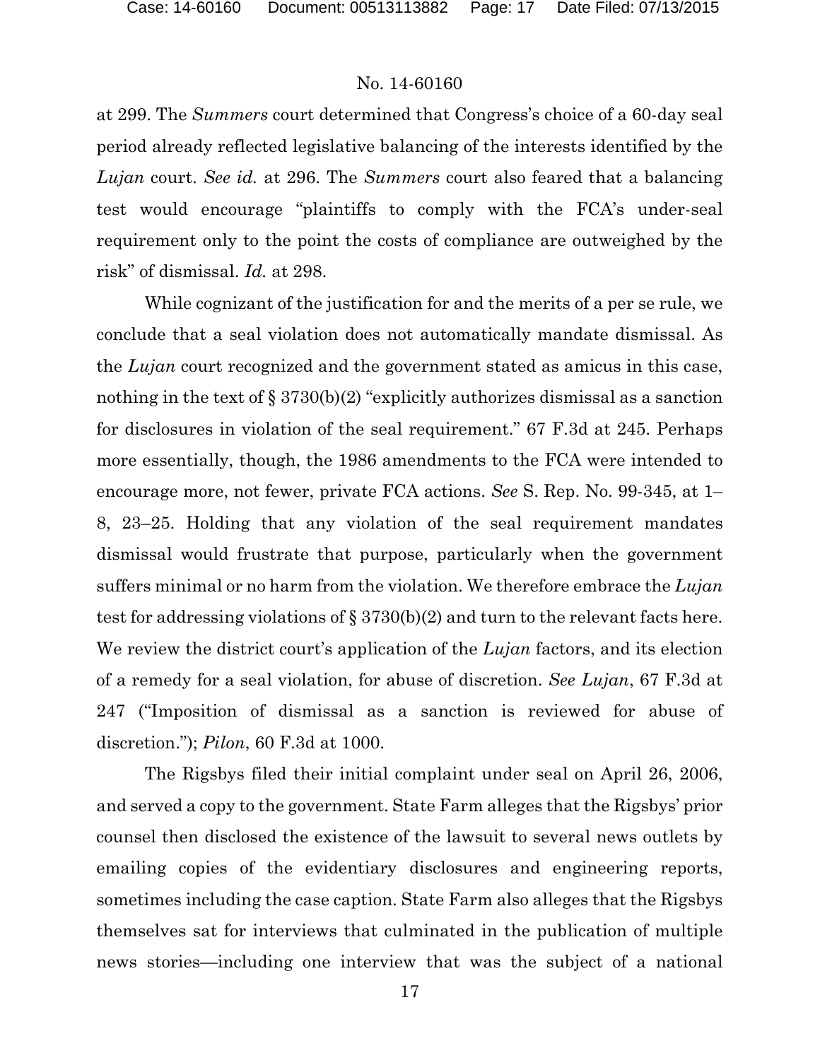at 299. The *Summers* court determined that Congress's choice of a 60-day seal period already reflected legislative balancing of the interests identified by the *Lujan* court. *See id.* at 296. The *Summers* court also feared that a balancing test would encourage "plaintiffs to comply with the FCA's under-seal requirement only to the point the costs of compliance are outweighed by the risk" of dismissal. *Id.* at 298.

While cognizant of the justification for and the merits of a per se rule, we conclude that a seal violation does not automatically mandate dismissal. As the *Lujan* court recognized and the government stated as amicus in this case, nothing in the text of § 3730(b)(2) "explicitly authorizes dismissal as a sanction for disclosures in violation of the seal requirement." 67 F.3d at 245. Perhaps more essentially, though, the 1986 amendments to the FCA were intended to encourage more, not fewer, private FCA actions. *See* S. Rep. No. 99-345, at 1–8, 23–25. Holding that any violation of the seal requirement mandates dismissal would frustrate that purpose, particularly when the government suffers minimal or no harm from the violation. We therefore embrace the *Lujan* test for addressing violations of § 3730(b)(2) and turn to the relevant facts here. We review the district court's application of the *Lujan* factors, and its election of a remedy for a seal violation, for abuse of discretion. *See Lujan*, 67 F.3d at 247 ("Imposition of dismissal as a sanction is reviewed for abuse of discretion."); *Pilon*, 60 F.3d at 1000.

The Rigsbys filed their initial complaint under seal on April 26, 2006, and served a copy to the government. State Farm alleges that the Rigsbys' prior counsel then disclosed the existence of the lawsuit to several news outlets by emailing copies of the evidentiary disclosures and engineering reports, sometimes including the case caption. State Farm also alleges that the Rigsbys themselves sat for interviews that culminated in the publication of multiple news stories—including one interview that was the subject of a national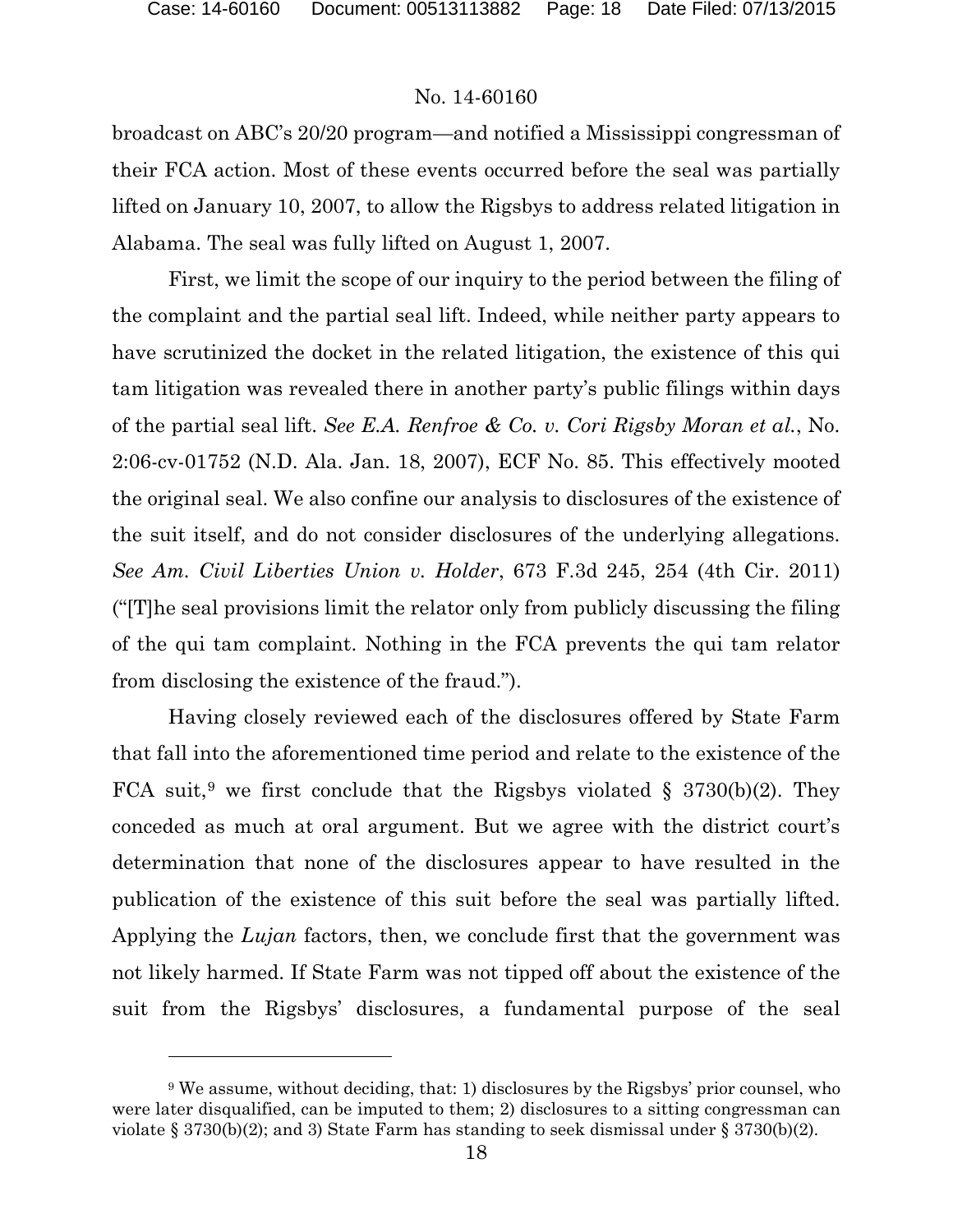broadcast on ABC's 20/20 program—and notified a Mississippi congressman of their FCA action. Most of these events occurred before the seal was partially lifted on January 10, 2007, to allow the Rigsbys to address related litigation in Alabama. The seal was fully lifted on August 1, 2007.

First, we limit the scope of our inquiry to the period between the filing of the complaint and the partial seal lift. Indeed, while neither party appears to have scrutinized the docket in the related litigation, the existence of this qui tam litigation was revealed there in another party's public filings within days of the partial seal lift. *See E.A. Renfroe & Co. v. Cori Rigsby Moran et al.*, No. 2:06-cv-01752 (N.D. Ala. Jan. 18, 2007), ECF No. 85. This effectively mooted the original seal. We also confine our analysis to disclosures of the existence of the suit itself, and do not consider disclosures of the underlying allegations. *See Am. Civil Liberties Union v. Holder*, 673 F.3d 245, 254 (4th Cir. 2011) ("[T]he seal provisions limit the relator only from publicly discussing the filing of the qui tam complaint. Nothing in the FCA prevents the qui tam relator from disclosing the existence of the fraud.").

Having closely reviewed each of the disclosures offered by State Farm that fall into the aforementioned time period and relate to the existence of the FCA suit,[9] we first conclude that the Rigsbys violated § 3730(b)(2). They conceded as much at oral argument. But we agree with the district court's determination that none of the disclosures appear to have resulted in the publication of the existence of this suit before the seal was partially lifted. Applying the *Lujan* factors, then, we conclude first that the government was not likely harmed. If State Farm was not tipped off about the existence of the suit from the Rigsbys' disclosures, a fundamental purpose of the seal

---

[9] We assume, without deciding, that: 1) disclosures by the Rigsbys' prior counsel, who were later disqualified, can be imputed to them; 2) disclosures to a sitting congressman can violate § 3730(b)(2); and 3) State Farm has standing to seek dismissal under § 3730(b)(2).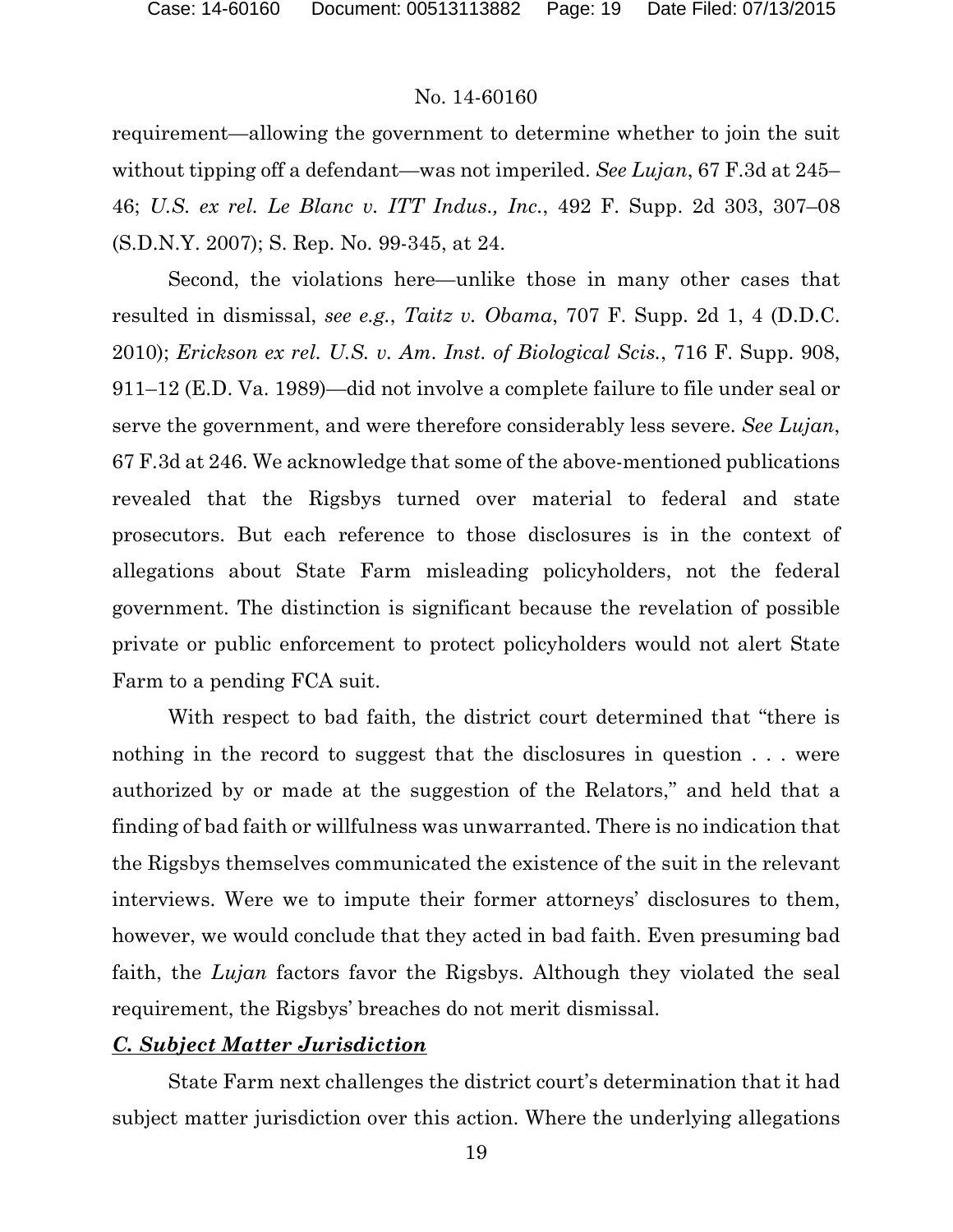requirement—allowing the government to determine whether to join the suit without tipping off a defendant—was not imperiled. *See Lujan*, 67 F.3d at 245–46; *U.S. ex rel. Le Blanc v. ITT Indus., Inc.*, 492 F. Supp. 2d 303, 307–08 (S.D.N.Y. 2007); S. Rep. No. 99-345, at 24.

Second, the violations here—unlike those in many other cases that resulted in dismissal, *see e.g.*, *Taitz v. Obama*, 707 F. Supp. 2d 1, 4 (D.D.C. 2010); *Erickson ex rel. U.S. v. Am. Inst. of Biological Scis.*, 716 F. Supp. 908, 911–12 (E.D. Va. 1989)—did not involve a complete failure to file under seal or serve the government, and were therefore considerably less severe. *See Lujan*, 67 F.3d at 246. We acknowledge that some of the above-mentioned publications revealed that the Rigsbys turned over material to federal and state prosecutors. But each reference to those disclosures is in the context of allegations about State Farm misleading policyholders, not the federal government. The distinction is significant because the revelation of possible private or public enforcement to protect policyholders would not alert State Farm to a pending FCA suit.

With respect to bad faith, the district court determined that "there is nothing in the record to suggest that the disclosures in question . . . were authorized by or made at the suggestion of the Relators," and held that a finding of bad faith or willfulness was unwarranted. There is no indication that the Rigsbys themselves communicated the existence of the suit in the relevant interviews. Were we to impute their former attorneys' disclosures to them, however, we would conclude that they acted in bad faith. Even presuming bad faith, the *Lujan* factors favor the Rigsbys. Although they violated the seal requirement, the Rigsbys' breaches do not merit dismissal.

### ***C. Subject Matter Jurisdiction***

State Farm next challenges the district court's determination that it had subject matter jurisdiction over this action. Where the underlying allegations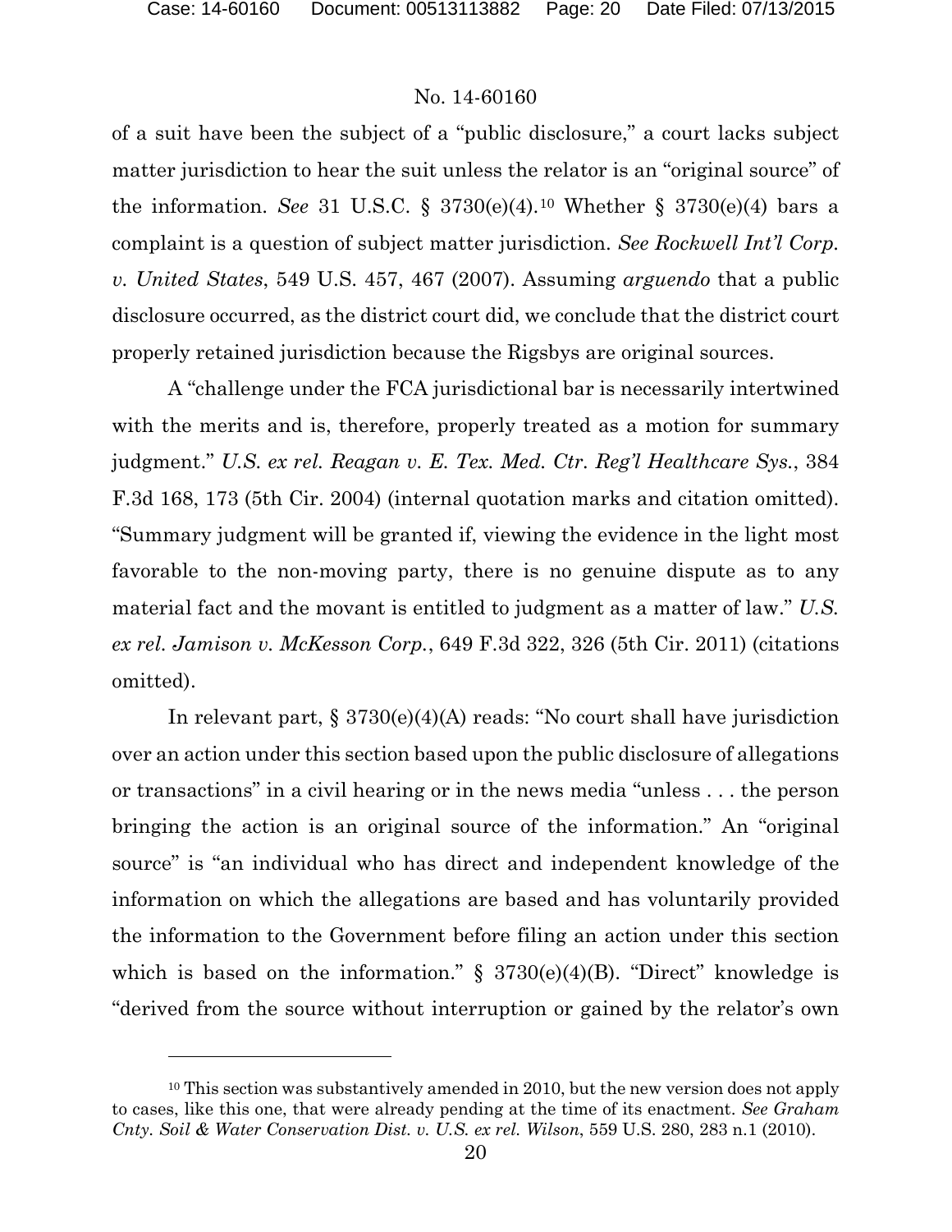of a suit have been the subject of a "public disclosure," a court lacks subject matter jurisdiction to hear the suit unless the relator is an "original source" of the information. *See* 31 U.S.C. § 3730(e)(4).[10] Whether § 3730(e)(4) bars a complaint is a question of subject matter jurisdiction. *See Rockwell Int'l Corp. v. United States*, 549 U.S. 457, 467 (2007). Assuming *arguendo* that a public disclosure occurred, as the district court did, we conclude that the district court properly retained jurisdiction because the Rigsbys are original sources.

A "challenge under the FCA jurisdictional bar is necessarily intertwined with the merits and is, therefore, properly treated as a motion for summary judgment." *U.S. ex rel. Reagan v. E. Tex. Med. Ctr. Reg'l Healthcare Sys.*, 384 F.3d 168, 173 (5th Cir. 2004) (internal quotation marks and citation omitted). "Summary judgment will be granted if, viewing the evidence in the light most favorable to the non-moving party, there is no genuine dispute as to any material fact and the movant is entitled to judgment as a matter of law." *U.S. ex rel. Jamison v. McKesson Corp.*, 649 F.3d 322, 326 (5th Cir. 2011) (citations omitted).

In relevant part, § 3730(e)(4)(A) reads: "No court shall have jurisdiction over an action under this section based upon the public disclosure of allegations or transactions" in a civil hearing or in the news media "unless . . . the person bringing the action is an original source of the information." An "original source" is "an individual who has direct and independent knowledge of the information on which the allegations are based and has voluntarily provided the information to the Government before filing an action under this section which is based on the information." § 3730(e)(4)(B). "Direct" knowledge is "derived from the source without interruption or gained by the relator's own

[10] This section was substantively amended in 2010, but the new version does not apply to cases, like this one, that were already pending at the time of its enactment. *See Graham Cnty. Soil & Water Conservation Dist. v. U.S. ex rel. Wilson*, 559 U.S. 280, 283 n.1 (2010).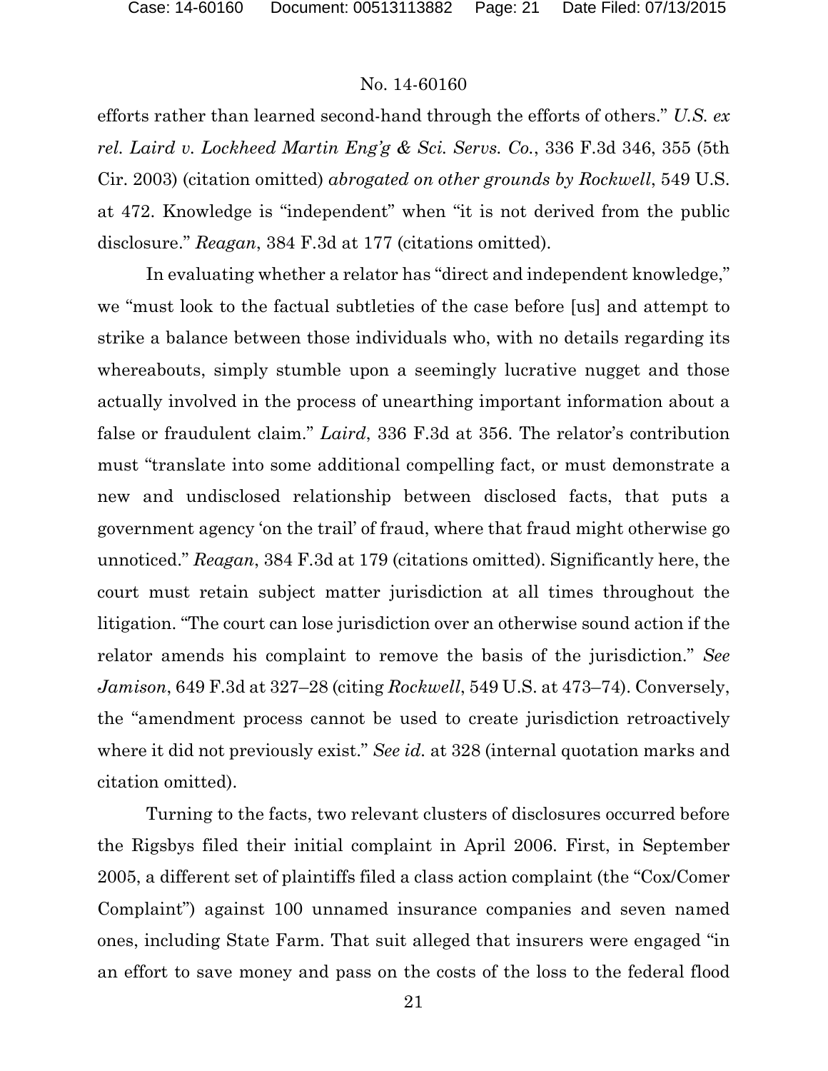efforts rather than learned second-hand through the efforts of others." *U.S. ex rel. Laird v. Lockheed Martin Eng'g & Sci. Servs. Co.*, 336 F.3d 346, 355 (5th Cir. 2003) (citation omitted) *abrogated on other grounds by Rockwell*, 549 U.S. at 472. Knowledge is "independent" when "it is not derived from the public disclosure." *Reagan*, 384 F.3d at 177 (citations omitted).

In evaluating whether a relator has "direct and independent knowledge," we "must look to the factual subtleties of the case before [us] and attempt to strike a balance between those individuals who, with no details regarding its whereabouts, simply stumble upon a seemingly lucrative nugget and those actually involved in the process of unearthing important information about a false or fraudulent claim." *Laird*, 336 F.3d at 356. The relator's contribution must "translate into some additional compelling fact, or must demonstrate a new and undisclosed relationship between disclosed facts, that puts a government agency 'on the trail' of fraud, where that fraud might otherwise go unnoticed." *Reagan*, 384 F.3d at 179 (citations omitted). Significantly here, the court must retain subject matter jurisdiction at all times throughout the litigation. "The court can lose jurisdiction over an otherwise sound action if the relator amends his complaint to remove the basis of the jurisdiction." *See Jamison*, 649 F.3d at 327–28 (citing *Rockwell*, 549 U.S. at 473–74). Conversely, the "amendment process cannot be used to create jurisdiction retroactively where it did not previously exist." *See id.* at 328 (internal quotation marks and citation omitted).

Turning to the facts, two relevant clusters of disclosures occurred before the Rigsbys filed their initial complaint in April 2006. First, in September 2005, a different set of plaintiffs filed a class action complaint (the "Cox/Comer Complaint") against 100 unnamed insurance companies and seven named ones, including State Farm. That suit alleged that insurers were engaged "in an effort to save money and pass on the costs of the loss to the federal flood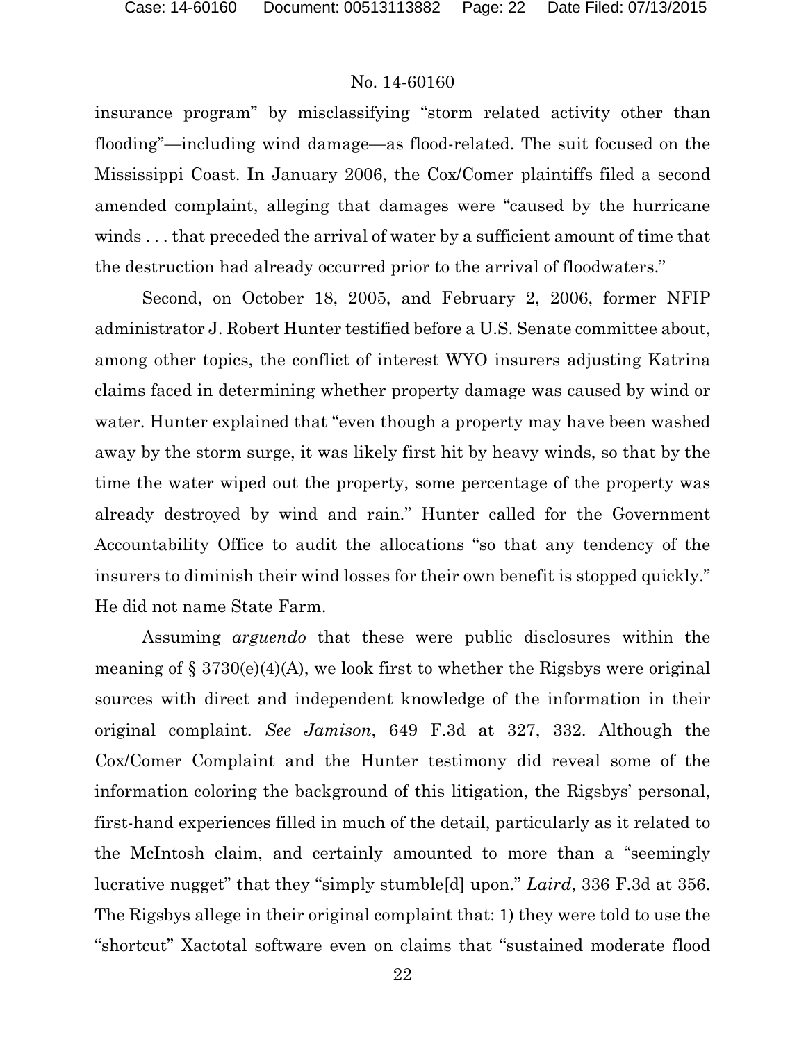insurance program" by misclassifying "storm related activity other than flooding"—including wind damage—as flood-related. The suit focused on the Mississippi Coast. In January 2006, the Cox/Comer plaintiffs filed a second amended complaint, alleging that damages were "caused by the hurricane winds . . . that preceded the arrival of water by a sufficient amount of time that the destruction had already occurred prior to the arrival of floodwaters."

Second, on October 18, 2005, and February 2, 2006, former NFIP administrator J. Robert Hunter testified before a U.S. Senate committee about, among other topics, the conflict of interest WYO insurers adjusting Katrina claims faced in determining whether property damage was caused by wind or water. Hunter explained that "even though a property may have been washed away by the storm surge, it was likely first hit by heavy winds, so that by the time the water wiped out the property, some percentage of the property was already destroyed by wind and rain." Hunter called for the Government Accountability Office to audit the allocations "so that any tendency of the insurers to diminish their wind losses for their own benefit is stopped quickly." He did not name State Farm.

Assuming *arguendo* that these were public disclosures within the meaning of § 3730(e)(4)(A), we look first to whether the Rigsbys were original sources with direct and independent knowledge of the information in their original complaint. *See Jamison*, 649 F.3d at 327, 332. Although the Cox/Comer Complaint and the Hunter testimony did reveal some of the information coloring the background of this litigation, the Rigsbys' personal, first-hand experiences filled in much of the detail, particularly as it related to the McIntosh claim, and certainly amounted to more than a "seemingly lucrative nugget" that they "simply stumble[d] upon." *Laird*, 336 F.3d at 356. The Rigsbys allege in their original complaint that: 1) they were told to use the "shortcut" Xactotal software even on claims that "sustained moderate flood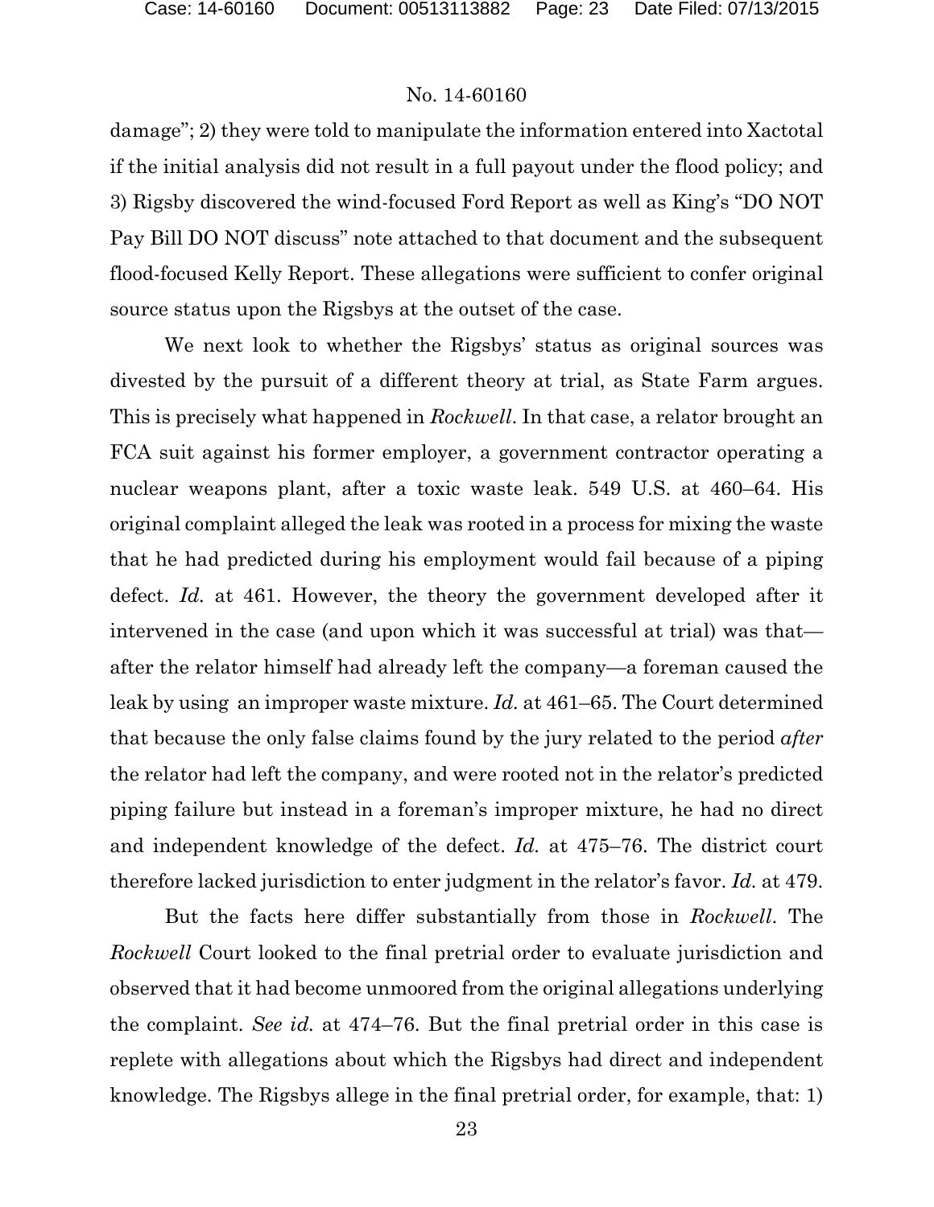damage"; 2) they were told to manipulate the information entered into Xactotal if the initial analysis did not result in a full payout under the flood policy; and 3) Rigsby discovered the wind-focused Ford Report as well as King's "DO NOT Pay Bill DO NOT discuss" note attached to that document and the subsequent flood-focused Kelly Report. These allegations were sufficient to confer original source status upon the Rigsbys at the outset of the case.

We next look to whether the Rigsbys' status as original sources was divested by the pursuit of a different theory at trial, as State Farm argues. This is precisely what happened in *Rockwell*. In that case, a relator brought an FCA suit against his former employer, a government contractor operating a nuclear weapons plant, after a toxic waste leak. 549 U.S. at 460–64. His original complaint alleged the leak was rooted in a process for mixing the waste that he had predicted during his employment would fail because of a piping defect. *Id.* at 461. However, the theory the government developed after it intervened in the case (and upon which it was successful at trial) was that—after the relator himself had already left the company—a foreman caused the leak by using an improper waste mixture. *Id.* at 461–65. The Court determined that because the only false claims found by the jury related to the period *after* the relator had left the company, and were rooted not in the relator's predicted piping failure but instead in a foreman's improper mixture, he had no direct and independent knowledge of the defect. *Id.* at 475–76. The district court therefore lacked jurisdiction to enter judgment in the relator's favor. *Id.* at 479.

But the facts here differ substantially from those in *Rockwell*. The *Rockwell* Court looked to the final pretrial order to evaluate jurisdiction and observed that it had become unmoored from the original allegations underlying the complaint. *See id.* at 474–76. But the final pretrial order in this case is replete with allegations about which the Rigsbys had direct and independent knowledge. The Rigsbys allege in the final pretrial order, for example, that: 1)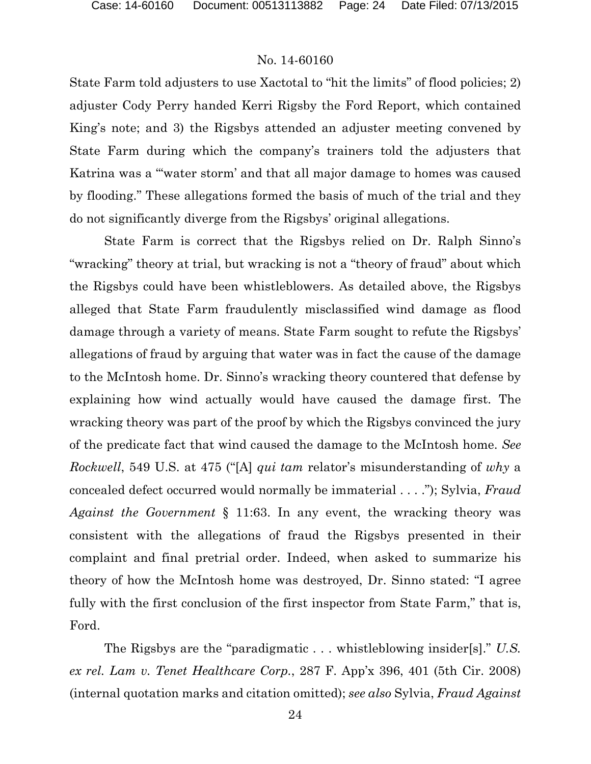State Farm told adjusters to use Xactotal to "hit the limits" of flood policies; 2) adjuster Cody Perry handed Kerri Rigsby the Ford Report, which contained King's note; and 3) the Rigsbys attended an adjuster meeting convened by State Farm during which the company's trainers told the adjusters that Katrina was a "'water storm' and that all major damage to homes was caused by flooding." These allegations formed the basis of much of the trial and they do not significantly diverge from the Rigsbys' original allegations.

State Farm is correct that the Rigsbys relied on Dr. Ralph Sinno's "wracking" theory at trial, but wracking is not a "theory of fraud" about which the Rigsbys could have been whistleblowers. As detailed above, the Rigsbys alleged that State Farm fraudulently misclassified wind damage as flood damage through a variety of means. State Farm sought to refute the Rigsbys' allegations of fraud by arguing that water was in fact the cause of the damage to the McIntosh home. Dr. Sinno's wracking theory countered that defense by explaining how wind actually would have caused the damage first. The wracking theory was part of the proof by which the Rigsbys convinced the jury of the predicate fact that wind caused the damage to the McIntosh home. *See Rockwell*, 549 U.S. at 475 ("[A] *qui tam* relator's misunderstanding of *why* a concealed defect occurred would normally be immaterial . . . ."); Sylvia, *Fraud Against the Government* § 11:63. In any event, the wracking theory was consistent with the allegations of fraud the Rigsbys presented in their complaint and final pretrial order. Indeed, when asked to summarize his theory of how the McIntosh home was destroyed, Dr. Sinno stated: "I agree fully with the first conclusion of the first inspector from State Farm," that is, Ford.

The Rigsbys are the "paradigmatic . . . whistleblowing insider[s]." *U.S. ex rel. Lam v. Tenet Healthcare Corp.*, 287 F. App'x 396, 401 (5th Cir. 2008) (internal quotation marks and citation omitted); *see also* Sylvia, *Fraud Against*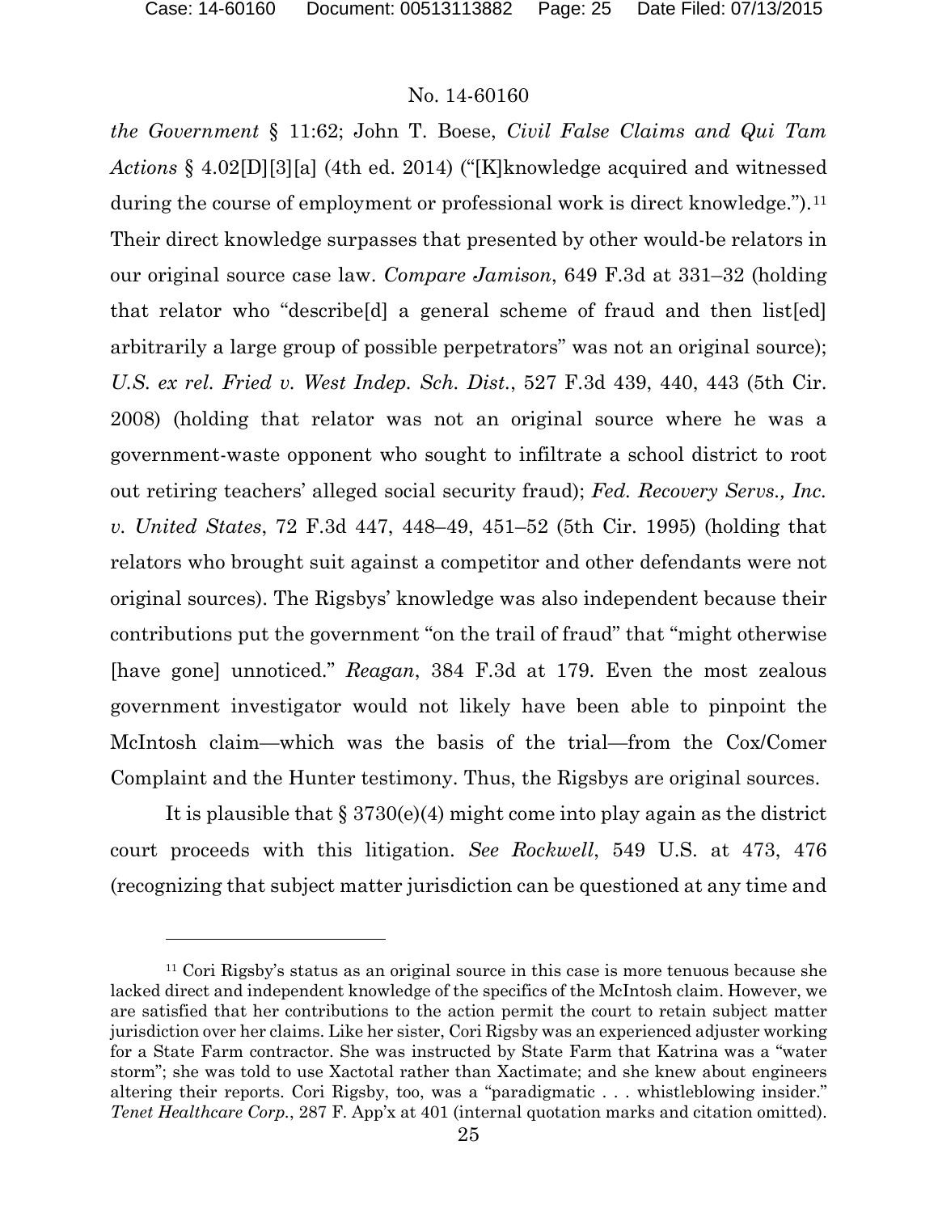*the Government* § 11:62; John T. Boese, *Civil False Claims and Qui Tam Actions* § 4.02[D][3][a] (4th ed. 2014) ("[K]knowledge acquired and witnessed during the course of employment or professional work is direct knowledge.").[11] Their direct knowledge surpasses that presented by other would-be relators in our original source case law. *Compare Jamison*, 649 F.3d at 331–32 (holding that relator who "describe[d] a general scheme of fraud and then list[ed] arbitrarily a large group of possible perpetrators" was not an original source); *U.S. ex rel. Fried v. West Indep. Sch. Dist.*, 527 F.3d 439, 440, 443 (5th Cir. 2008) (holding that relator was not an original source where he was a government-waste opponent who sought to infiltrate a school district to root out retiring teachers' alleged social security fraud); *Fed. Recovery Servs., Inc. v. United States*, 72 F.3d 447, 448–49, 451–52 (5th Cir. 1995) (holding that relators who brought suit against a competitor and other defendants were not original sources). The Rigsbys' knowledge was also independent because their contributions put the government "on the trail of fraud" that "might otherwise [have gone] unnoticed." *Reagan*, 384 F.3d at 179. Even the most zealous government investigator would not likely have been able to pinpoint the McIntosh claim—which was the basis of the trial—from the Cox/Comer Complaint and the Hunter testimony. Thus, the Rigsbys are original sources.

It is plausible that § 3730(e)(4) might come into play again as the district court proceeds with this litigation. *See Rockwell*, 549 U.S. at 473, 476 (recognizing that subject matter jurisdiction can be questioned at any time and

[11] Cori Rigsby's status as an original source in this case is more tenuous because she lacked direct and independent knowledge of the specifics of the McIntosh claim. However, we are satisfied that her contributions to the action permit the court to retain subject matter jurisdiction over her claims. Like her sister, Cori Rigsby was an experienced adjuster working for a State Farm contractor. She was instructed by State Farm that Katrina was a "water storm"; she was told to use Xactotal rather than Xactimate; and she knew about engineers altering their reports. Cori Rigsby, too, was a "paradigmatic . . . whistleblowing insider." *Tenet Healthcare Corp.*, 287 F. App'x at 401 (internal quotation marks and citation omitted).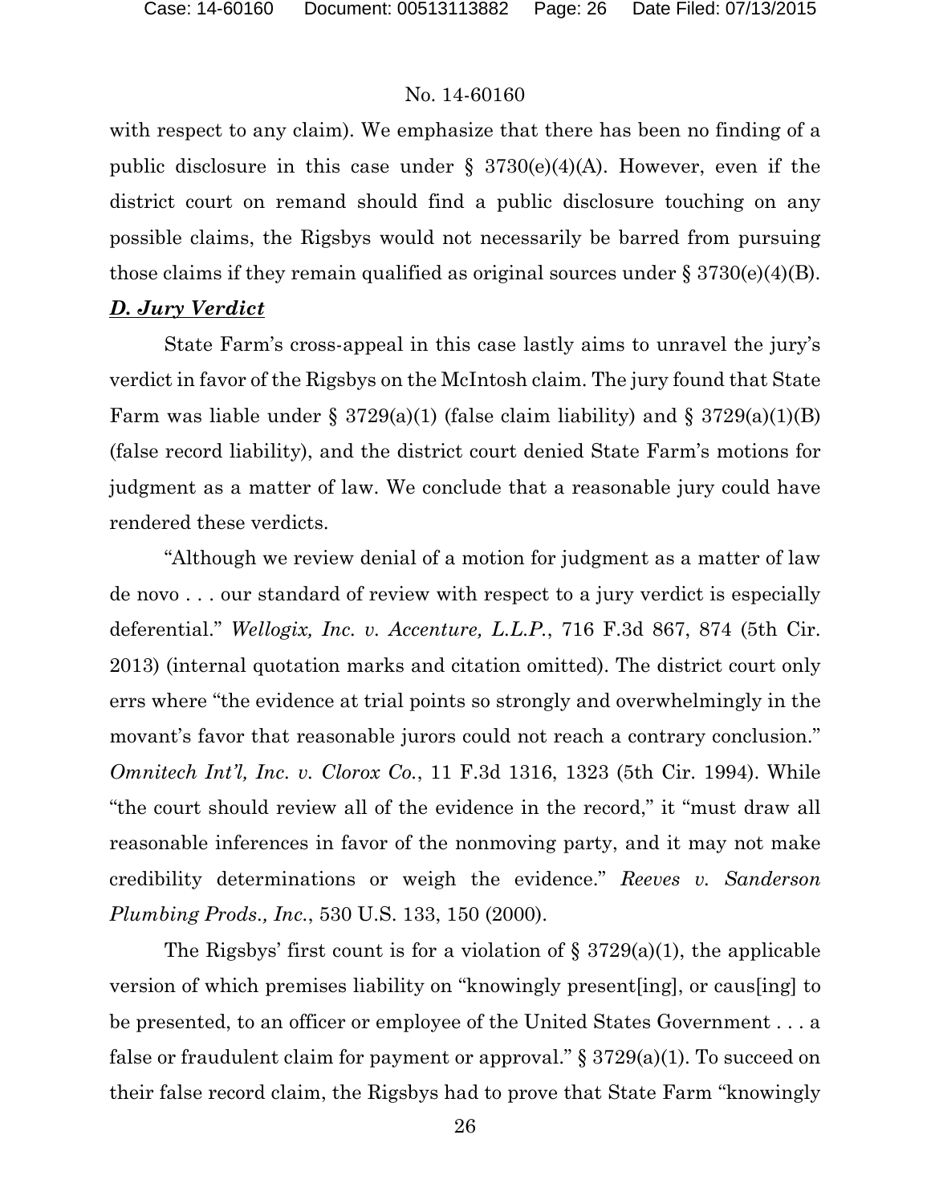with respect to any claim). We emphasize that there has been no finding of a public disclosure in this case under § 3730(e)(4)(A). However, even if the district court on remand should find a public disclosure touching on any possible claims, the Rigsbys would not necessarily be barred from pursuing those claims if they remain qualified as original sources under § 3730(e)(4)(B).

### ***D. Jury Verdict***

State Farm's cross-appeal in this case lastly aims to unravel the jury's verdict in favor of the Rigsbys on the McIntosh claim. The jury found that State Farm was liable under § 3729(a)(1) (false claim liability) and § 3729(a)(1)(B) (false record liability), and the district court denied State Farm's motions for judgment as a matter of law. We conclude that a reasonable jury could have rendered these verdicts.

"Although we review denial of a motion for judgment as a matter of law de novo . . . our standard of review with respect to a jury verdict is especially deferential." *Wellogix, Inc. v. Accenture, L.L.P.*, 716 F.3d 867, 874 (5th Cir. 2013) (internal quotation marks and citation omitted). The district court only errs where "the evidence at trial points so strongly and overwhelmingly in the movant's favor that reasonable jurors could not reach a contrary conclusion." *Omnitech Int'l, Inc. v. Clorox Co.*, 11 F.3d 1316, 1323 (5th Cir. 1994). While "the court should review all of the evidence in the record," it "must draw all reasonable inferences in favor of the nonmoving party, and it may not make credibility determinations or weigh the evidence." *Reeves v. Sanderson Plumbing Prods., Inc.*, 530 U.S. 133, 150 (2000).

The Rigsbys' first count is for a violation of § 3729(a)(1), the applicable version of which premises liability on "knowingly present[ing], or caus[ing] to be presented, to an officer or employee of the United States Government . . . a false or fraudulent claim for payment or approval." § 3729(a)(1). To succeed on their false record claim, the Rigsbys had to prove that State Farm "knowingly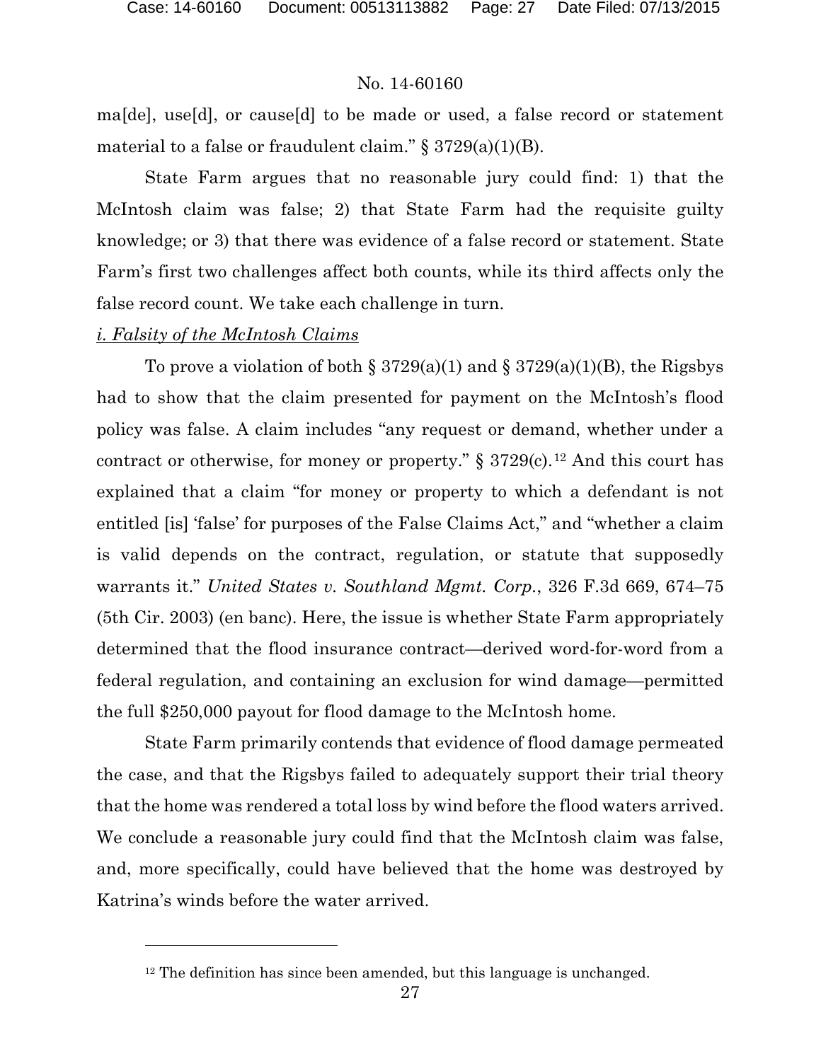ma[de], use[d], or cause[d] to be made or used, a false record or statement material to a false or fraudulent claim." § 3729(a)(1)(B).

State Farm argues that no reasonable jury could find: 1) that the McIntosh claim was false; 2) that State Farm had the requisite guilty knowledge; or 3) that there was evidence of a false record or statement. State Farm's first two challenges affect both counts, while its third affects only the false record count. We take each challenge in turn.

*i. Falsity of the McIntosh Claims*

To prove a violation of both § 3729(a)(1) and § 3729(a)(1)(B), the Rigsbys had to show that the claim presented for payment on the McIntosh's flood policy was false. A claim includes "any request or demand, whether under a contract or otherwise, for money or property." § 3729(c).[12] And this court has explained that a claim "for money or property to which a defendant is not entitled [is] 'false' for purposes of the False Claims Act," and "whether a claim is valid depends on the contract, regulation, or statute that supposedly warrants it." *United States v. Southland Mgmt. Corp.*, 326 F.3d 669, 674–75 (5th Cir. 2003) (en banc). Here, the issue is whether State Farm appropriately determined that the flood insurance contract—derived word-for-word from a federal regulation, and containing an exclusion for wind damage—permitted the full $250,000 payout for flood damage to the McIntosh home.

State Farm primarily contends that evidence of flood damage permeated the case, and that the Rigsbys failed to adequately support their trial theory that the home was rendered a total loss by wind before the flood waters arrived. We conclude a reasonable jury could find that the McIntosh claim was false, and, more specifically, could have believed that the home was destroyed by Katrina's winds before the water arrived.

---

[12] The definition has since been amended, but this language is unchanged.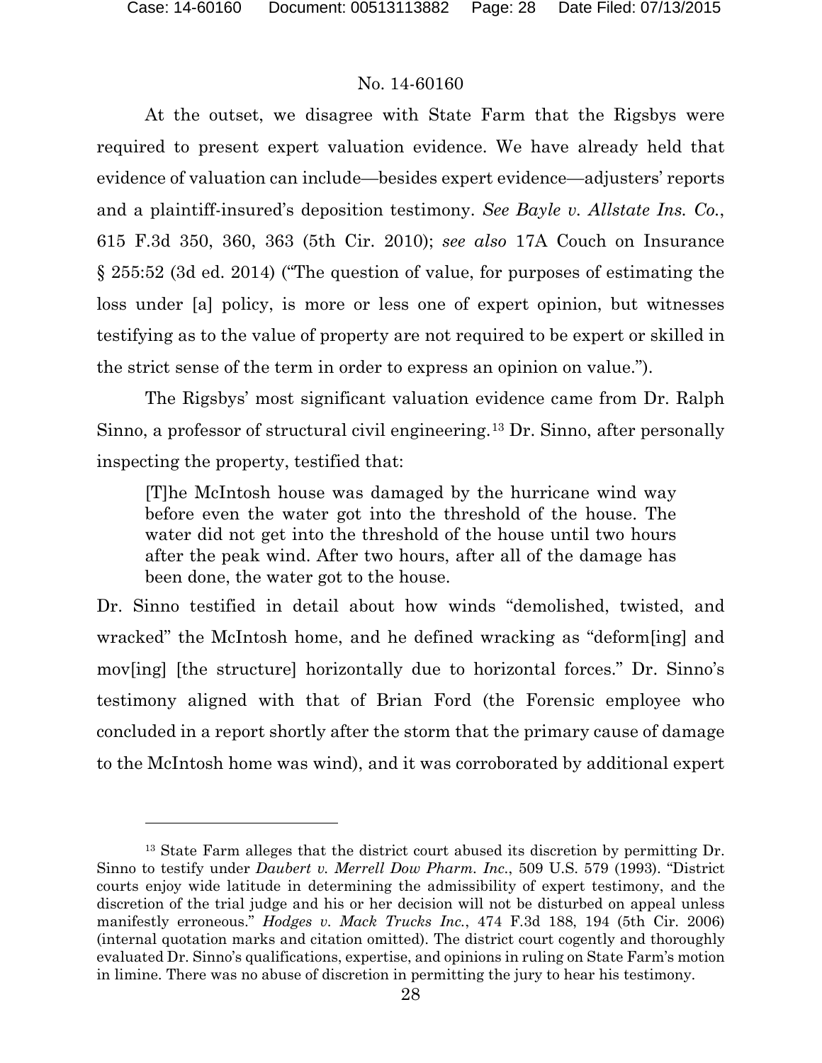At the outset, we disagree with State Farm that the Rigsbys were required to present expert valuation evidence. We have already held that evidence of valuation can include—besides expert evidence—adjusters' reports and a plaintiff-insured's deposition testimony. *See Bayle v. Allstate Ins. Co.*, 615 F.3d 350, 360, 363 (5th Cir. 2010); *see also* 17A Couch on Insurance § 255:52 (3d ed. 2014) ("The question of value, for purposes of estimating the loss under [a] policy, is more or less one of expert opinion, but witnesses testifying as to the value of property are not required to be expert or skilled in the strict sense of the term in order to express an opinion on value.").

The Rigsbys' most significant valuation evidence came from Dr. Ralph Sinno, a professor of structural civil engineering.[13] Dr. Sinno, after personally inspecting the property, testified that:

> [T]he McIntosh house was damaged by the hurricane wind way before even the water got into the threshold of the house. The water did not get into the threshold of the house until two hours after the peak wind. After two hours, after all of the damage has been done, the water got to the house.

Dr. Sinno testified in detail about how winds "demolished, twisted, and wracked" the McIntosh home, and he defined wracking as "deform[ing] and mov[ing] [the structure] horizontally due to horizontal forces." Dr. Sinno's testimony aligned with that of Brian Ford (the Forensic employee who concluded in a report shortly after the storm that the primary cause of damage to the McIntosh home was wind), and it was corroborated by additional expert

---

[13] State Farm alleges that the district court abused its discretion by permitting Dr. Sinno to testify under *Daubert v. Merrell Dow Pharm. Inc.*, 509 U.S. 579 (1993). "District courts enjoy wide latitude in determining the admissibility of expert testimony, and the discretion of the trial judge and his or her decision will not be disturbed on appeal unless manifestly erroneous." *Hodges v. Mack Trucks Inc.*, 474 F.3d 188, 194 (5th Cir. 2006) (internal quotation marks and citation omitted). The district court cogently and thoroughly evaluated Dr. Sinno's qualifications, expertise, and opinions in ruling on State Farm's motion in limine. There was no abuse of discretion in permitting the jury to hear his testimony.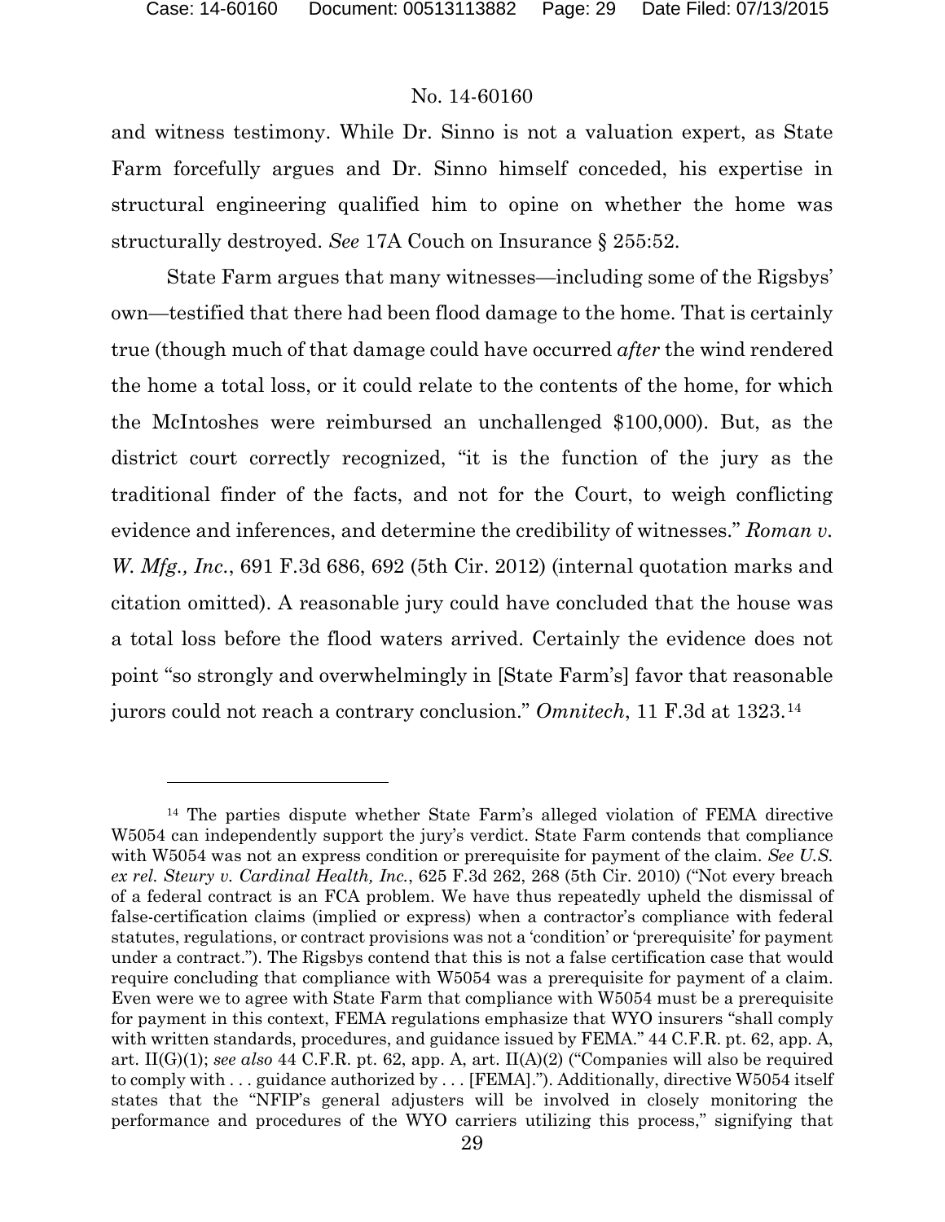and witness testimony. While Dr. Sinno is not a valuation expert, as State Farm forcefully argues and Dr. Sinno himself conceded, his expertise in structural engineering qualified him to opine on whether the home was structurally destroyed. *See* 17A Couch on Insurance § 255:52.

State Farm argues that many witnesses—including some of the Rigsbys' own—testified that there had been flood damage to the home. That is certainly true (though much of that damage could have occurred *after* the wind rendered the home a total loss, or it could relate to the contents of the home, for which the McIntoshes were reimbursed an unchallenged $100,000). But, as the district court correctly recognized, "it is the function of the jury as the traditional finder of the facts, and not for the Court, to weigh conflicting evidence and inferences, and determine the credibility of witnesses." *Roman v. W. Mfg., Inc.*, 691 F.3d 686, 692 (5th Cir. 2012) (internal quotation marks and citation omitted). A reasonable jury could have concluded that the house was a total loss before the flood waters arrived. Certainly the evidence does not point "so strongly and overwhelmingly in [State Farm's] favor that reasonable jurors could not reach a contrary conclusion." *Omnitech*, 11 F.3d at 1323.[14]

---

[14] The parties dispute whether State Farm's alleged violation of FEMA directive W5054 can independently support the jury's verdict. State Farm contends that compliance with W5054 was not an express condition or prerequisite for payment of the claim. *See U.S. ex rel. Steury v. Cardinal Health, Inc.*, 625 F.3d 262, 268 (5th Cir. 2010) ("Not every breach of a federal contract is an FCA problem. We have thus repeatedly upheld the dismissal of false-certification claims (implied or express) when a contractor's compliance with federal statutes, regulations, or contract provisions was not a 'condition' or 'prerequisite' for payment under a contract."). The Rigsbys contend that this is not a false certification case that would require concluding that compliance with W5054 was a prerequisite for payment of a claim. Even were we to agree with State Farm that compliance with W5054 must be a prerequisite for payment in this context, FEMA regulations emphasize that WYO insurers "shall comply with written standards, procedures, and guidance issued by FEMA." 44 C.F.R. pt. 62, app. A, art. II(G)(1); *see also* 44 C.F.R. pt. 62, app. A, art. II(A)(2) ("Companies will also be required to comply with . . . guidance authorized by . . . [FEMA]."). Additionally, directive W5054 itself states that the "NFIP's general adjusters will be involved in closely monitoring the performance and procedures of the WYO carriers utilizing this process," signifying that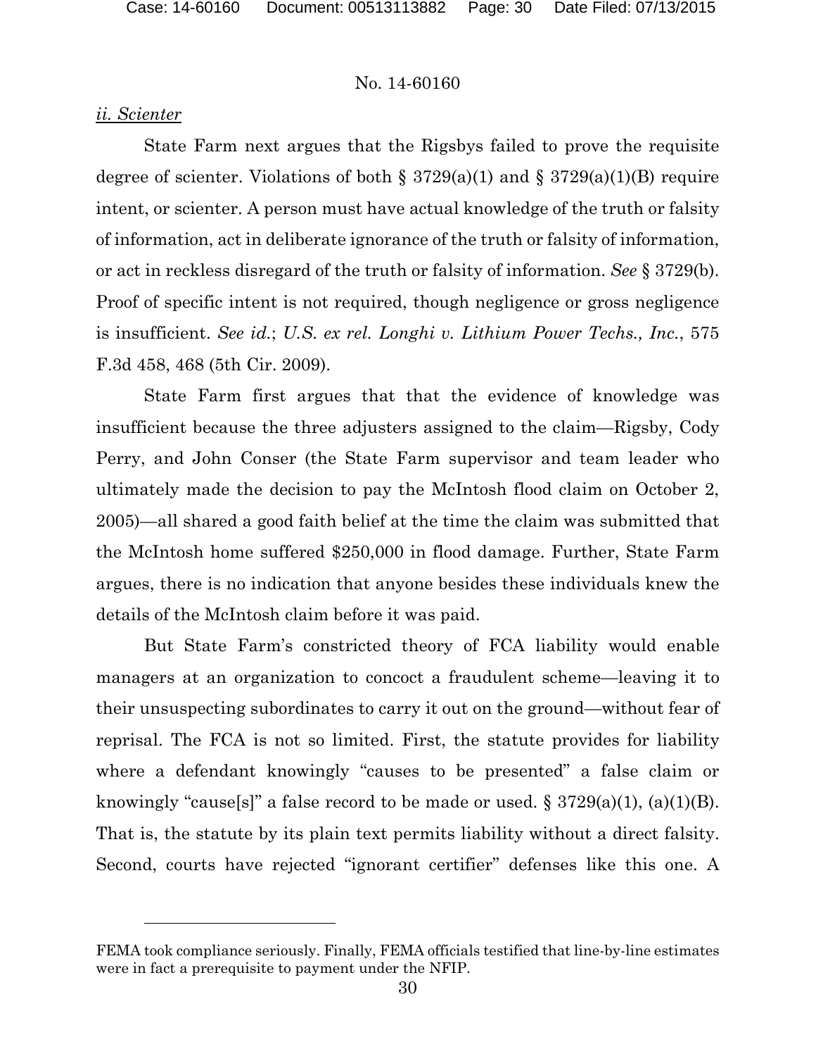No. 14-60160

*ii. Scienter*

State Farm next argues that the Rigsbys failed to prove the requisite degree of scienter. Violations of both § 3729(a)(1) and § 3729(a)(1)(B) require intent, or scienter. A person must have actual knowledge of the truth or falsity of information, act in deliberate ignorance of the truth or falsity of information, or act in reckless disregard of the truth or falsity of information. *See* § 3729(b). Proof of specific intent is not required, though negligence or gross negligence is insufficient. *See id.*; *U.S. ex rel. Longhi v. Lithium Power Techs., Inc.*, 575 F.3d 458, 468 (5th Cir. 2009).

State Farm first argues that that the evidence of knowledge was insufficient because the three adjusters assigned to the claim—Rigsby, Cody Perry, and John Conser (the State Farm supervisor and team leader who ultimately made the decision to pay the McIntosh flood claim on October 2, 2005)—all shared a good faith belief at the time the claim was submitted that the McIntosh home suffered $250,000 in flood damage. Further, State Farm argues, there is no indication that anyone besides these individuals knew the details of the McIntosh claim before it was paid.

But State Farm's constricted theory of FCA liability would enable managers at an organization to concoct a fraudulent scheme—leaving it to their unsuspecting subordinates to carry it out on the ground—without fear of reprisal. The FCA is not so limited. First, the statute provides for liability where a defendant knowingly "causes to be presented" a false claim or knowingly "cause[s]" a false record to be made or used. § 3729(a)(1), (a)(1)(B). That is, the statute by its plain text permits liability without a direct falsity. Second, courts have rejected "ignorant certifier" defenses like this one. A

---

FEMA took compliance seriously. Finally, FEMA officials testified that line-by-line estimates were in fact a prerequisite to payment under the NFIP.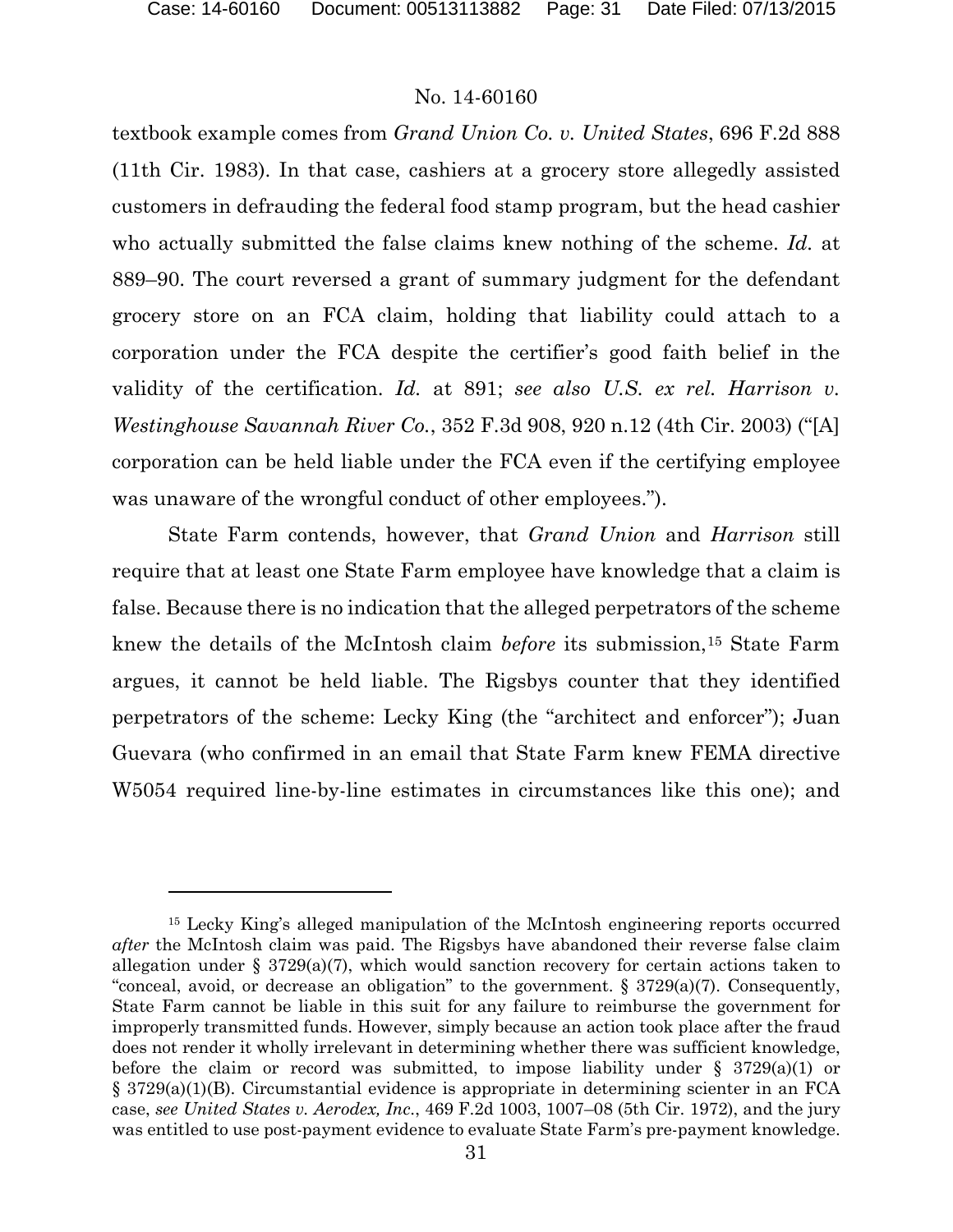textbook example comes from *Grand Union Co. v. United States*, 696 F.2d 888 (11th Cir. 1983). In that case, cashiers at a grocery store allegedly assisted customers in defrauding the federal food stamp program, but the head cashier who actually submitted the false claims knew nothing of the scheme. *Id.* at 889–90. The court reversed a grant of summary judgment for the defendant grocery store on an FCA claim, holding that liability could attach to a corporation under the FCA despite the certifier's good faith belief in the validity of the certification. *Id.* at 891; *see also U.S. ex rel. Harrison v. Westinghouse Savannah River Co.*, 352 F.3d 908, 920 n.12 (4th Cir. 2003) ("[A] corporation can be held liable under the FCA even if the certifying employee was unaware of the wrongful conduct of other employees.").

State Farm contends, however, that *Grand Union* and *Harrison* still require that at least one State Farm employee have knowledge that a claim is false. Because there is no indication that the alleged perpetrators of the scheme knew the details of the McIntosh claim *before* its submission,[15] State Farm argues, it cannot be held liable. The Rigsbys counter that they identified perpetrators of the scheme: Lecky King (the "architect and enforcer"); Juan Guevara (who confirmed in an email that State Farm knew FEMA directive W5054 required line-by-line estimates in circumstances like this one); and

---

[15] Lecky King's alleged manipulation of the McIntosh engineering reports occurred *after* the McIntosh claim was paid. The Rigsbys have abandoned their reverse false claim allegation under § 3729(a)(7), which would sanction recovery for certain actions taken to "conceal, avoid, or decrease an obligation" to the government. § 3729(a)(7). Consequently, State Farm cannot be liable in this suit for any failure to reimburse the government for improperly transmitted funds. However, simply because an action took place after the fraud does not render it wholly irrelevant in determining whether there was sufficient knowledge, before the claim or record was submitted, to impose liability under § 3729(a)(1) or § 3729(a)(1)(B). Circumstantial evidence is appropriate in determining scienter in an FCA case, *see United States v. Aerodex, Inc.*, 469 F.2d 1003, 1007–08 (5th Cir. 1972), and the jury was entitled to use post-payment evidence to evaluate State Farm's pre-payment knowledge.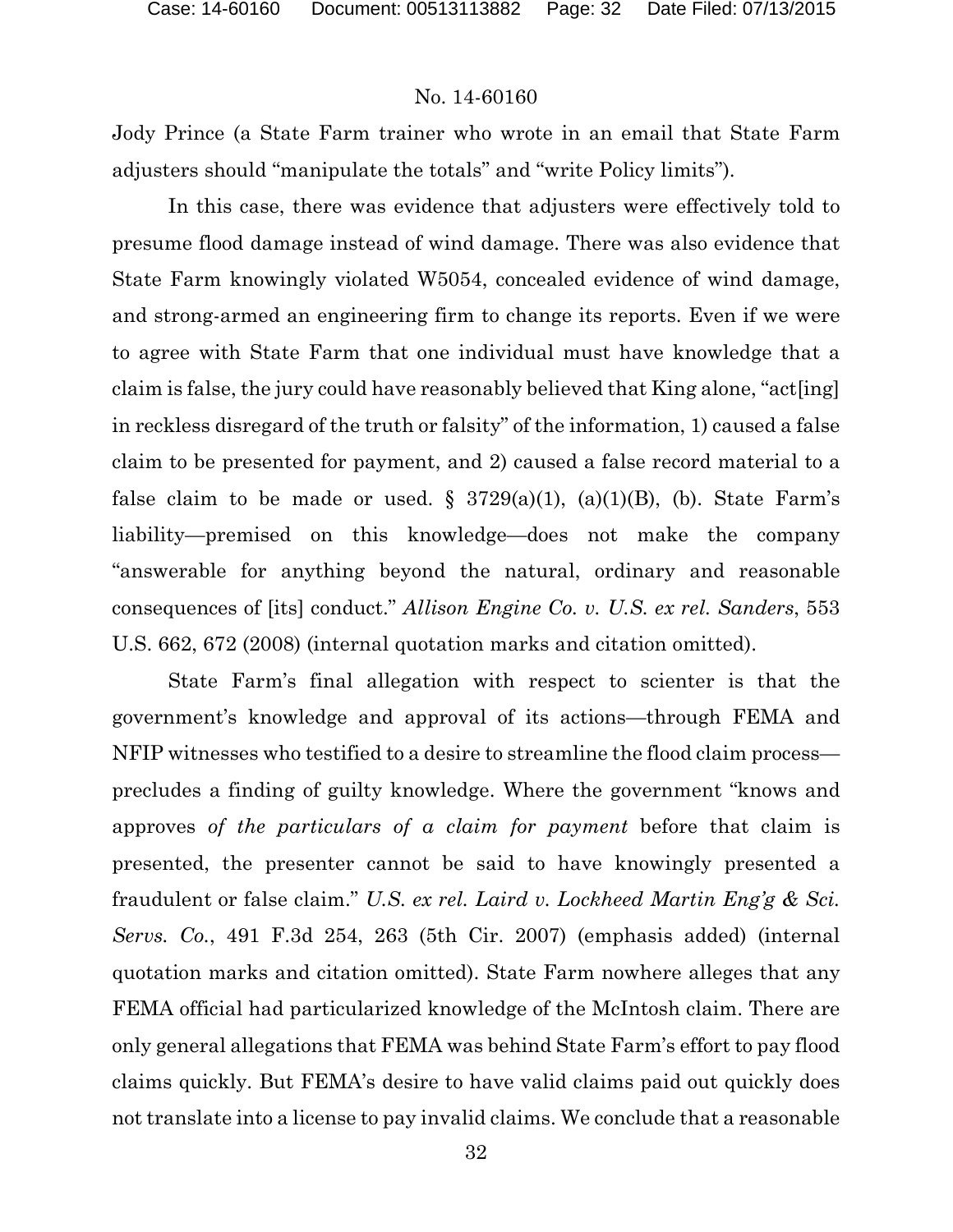Jody Prince (a State Farm trainer who wrote in an email that State Farm adjusters should "manipulate the totals" and "write Policy limits").

In this case, there was evidence that adjusters were effectively told to presume flood damage instead of wind damage. There was also evidence that State Farm knowingly violated W5054, concealed evidence of wind damage, and strong-armed an engineering firm to change its reports. Even if we were to agree with State Farm that one individual must have knowledge that a claim is false, the jury could have reasonably believed that King alone, "act[ing] in reckless disregard of the truth or falsity" of the information, 1) caused a false claim to be presented for payment, and 2) caused a false record material to a false claim to be made or used. § 3729(a)(1), (a)(1)(B), (b). State Farm's liability—premised on this knowledge—does not make the company "answerable for anything beyond the natural, ordinary and reasonable consequences of [its] conduct." *Allison Engine Co. v. U.S. ex rel. Sanders*, 553 U.S. 662, 672 (2008) (internal quotation marks and citation omitted).

State Farm's final allegation with respect to scienter is that the government's knowledge and approval of its actions—through FEMA and NFIP witnesses who testified to a desire to streamline the flood claim process—precludes a finding of guilty knowledge. Where the government "knows and approves *of the particulars of a claim for payment* before that claim is presented, the presenter cannot be said to have knowingly presented a fraudulent or false claim." *U.S. ex rel. Laird v. Lockheed Martin Eng'g & Sci. Servs. Co.*, 491 F.3d 254, 263 (5th Cir. 2007) (emphasis added) (internal quotation marks and citation omitted). State Farm nowhere alleges that any FEMA official had particularized knowledge of the McIntosh claim. There are only general allegations that FEMA was behind State Farm's effort to pay flood claims quickly. But FEMA's desire to have valid claims paid out quickly does not translate into a license to pay invalid claims. We conclude that a reasonable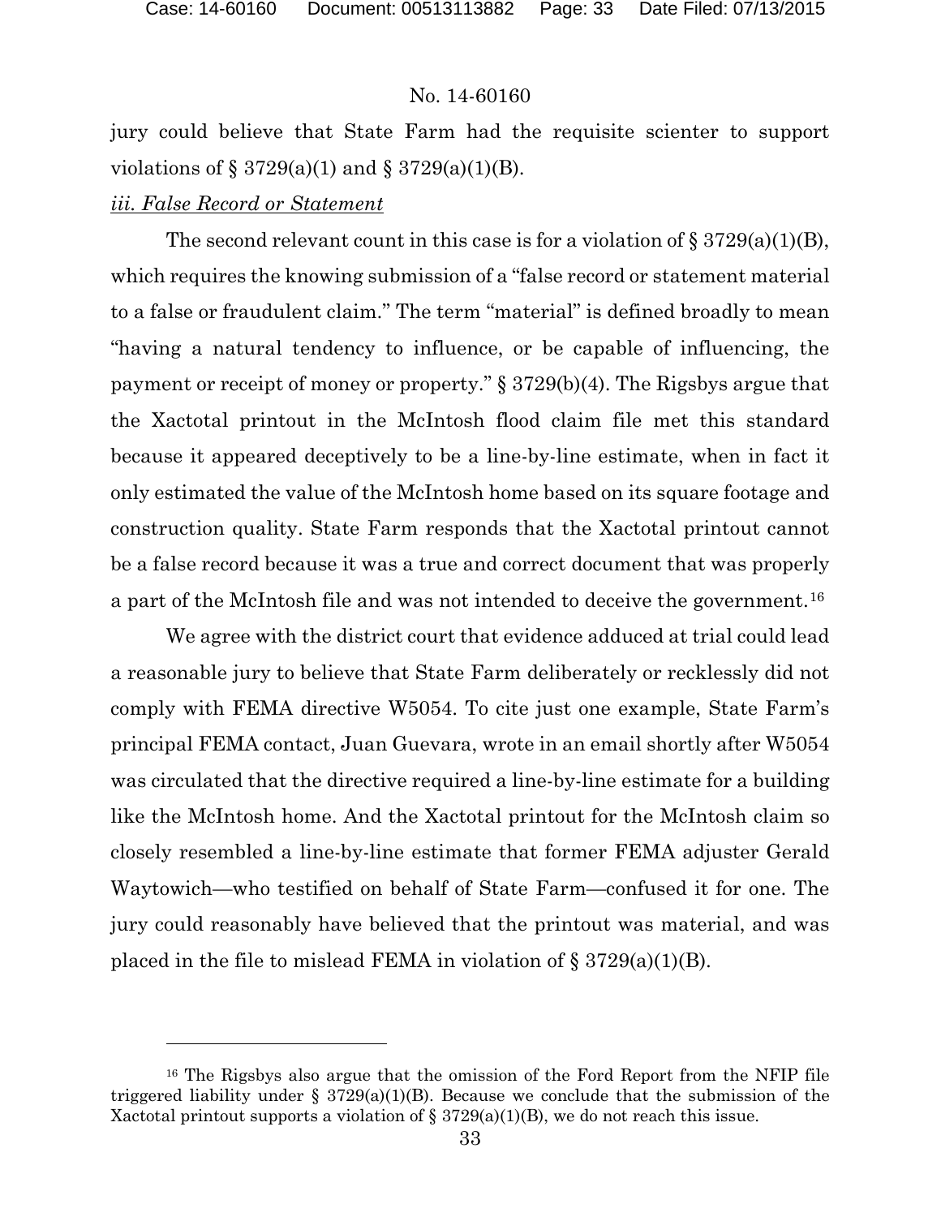jury could believe that State Farm had the requisite scienter to support violations of § 3729(a)(1) and § 3729(a)(1)(B).

*iii. False Record or Statement*

The second relevant count in this case is for a violation of § 3729(a)(1)(B), which requires the knowing submission of a "false record or statement material to a false or fraudulent claim." The term "material" is defined broadly to mean "having a natural tendency to influence, or be capable of influencing, the payment or receipt of money or property." § 3729(b)(4). The Rigsbys argue that the Xactotal printout in the McIntosh flood claim file met this standard because it appeared deceptively to be a line-by-line estimate, when in fact it only estimated the value of the McIntosh home based on its square footage and construction quality. State Farm responds that the Xactotal printout cannot be a false record because it was a true and correct document that was properly a part of the McIntosh file and was not intended to deceive the government.[16]

We agree with the district court that evidence adduced at trial could lead a reasonable jury to believe that State Farm deliberately or recklessly did not comply with FEMA directive W5054. To cite just one example, State Farm's principal FEMA contact, Juan Guevara, wrote in an email shortly after W5054 was circulated that the directive required a line-by-line estimate for a building like the McIntosh home. And the Xactotal printout for the McIntosh claim so closely resembled a line-by-line estimate that former FEMA adjuster Gerald Waytowich—who testified on behalf of State Farm—confused it for one. The jury could reasonably have believed that the printout was material, and was placed in the file to mislead FEMA in violation of § 3729(a)(1)(B).

---

[16] The Rigsbys also argue that the omission of the Ford Report from the NFIP file triggered liability under § 3729(a)(1)(B). Because we conclude that the submission of the Xactotal printout supports a violation of § 3729(a)(1)(B), we do not reach this issue.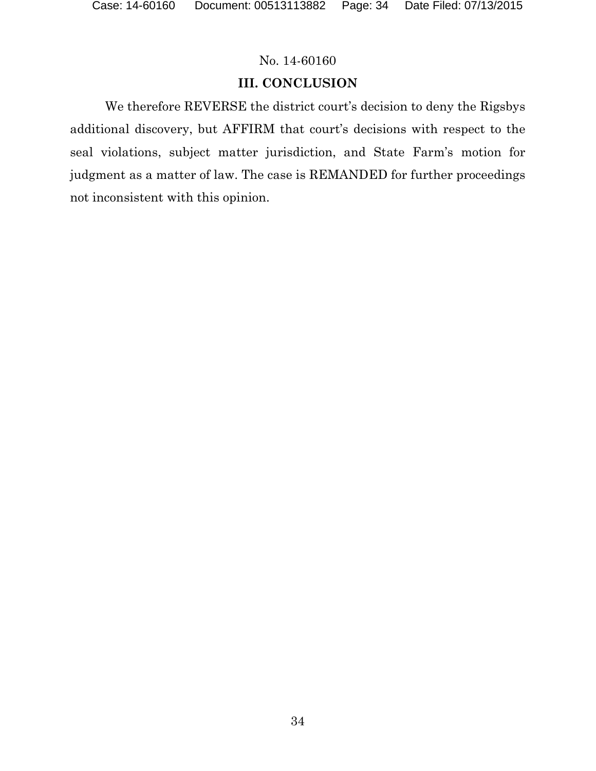## III. CONCLUSION

We therefore REVERSE the district court's decision to deny the Rigsbys additional discovery, but AFFIRM that court's decisions with respect to the seal violations, subject matter jurisdiction, and State Farm's motion for judgment as a matter of law. The case is REMANDED for further proceedings not inconsistent with this opinion.